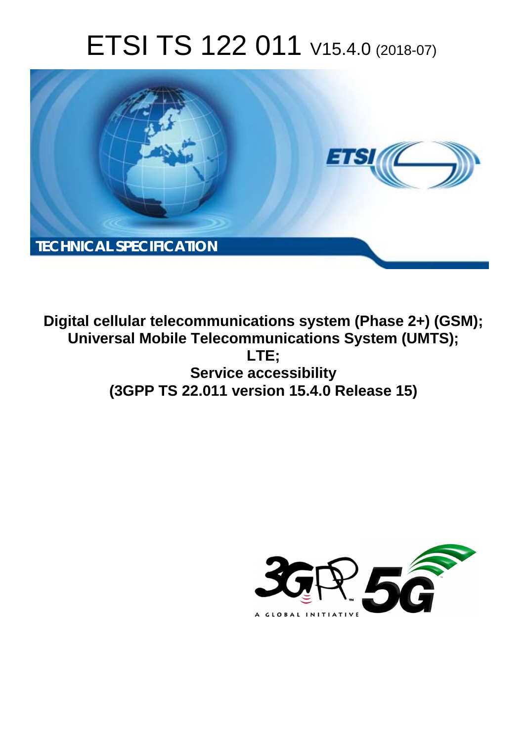# ETSI TS 122 011 V15.4.0 (2018-07)

TECHNICAL SPECIFICATION

**Digital cellular telecommunications system (Phase 2+) (GSM); Universal Mobile Telecommunications System (UMTS); LTE; Service accessibility (3GPP TS 22.011 version 15.4.0 Release 15)**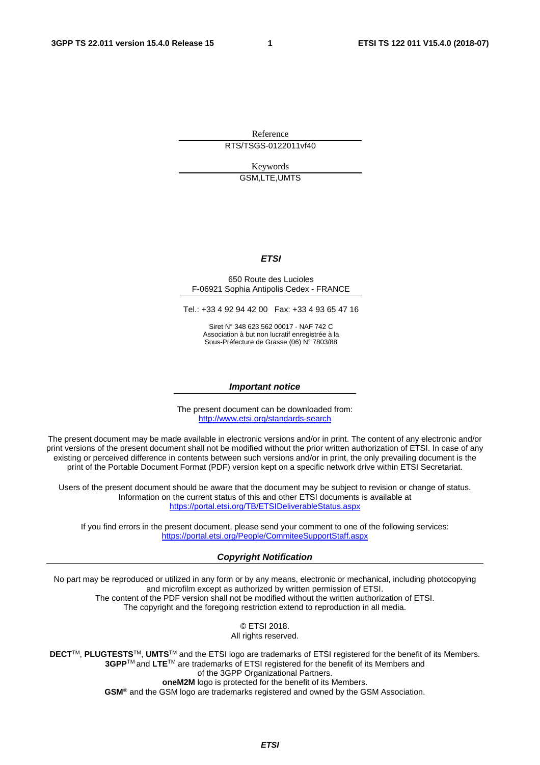Reference

RTS/TSGS-0122011vf40

Keywords

GSM,LTE,UMTS

***ETSI***

650 Route des Lucioles
F-06921 Sophia Antipolis Cedex - FRANCE

Tel.: +33 4 92 94 42 00   Fax: +33 4 93 65 47 16

Siret N° 348 623 562 00017 - NAF 742 C
Association à but non lucratif enregistrée à la
Sous-Préfecture de Grasse (06) N° 7803/88

***Important notice***

The present document can be downloaded from:
http://www.etsi.org/standards-search

The present document may be made available in electronic versions and/or in print. The content of any electronic and/or print versions of the present document shall not be modified without the prior written authorization of ETSI. In case of any existing or perceived difference in contents between such versions and/or in print, the only prevailing document is the print of the Portable Document Format (PDF) version kept on a specific network drive within ETSI Secretariat.

Users of the present document should be aware that the document may be subject to revision or change of status. Information on the current status of this and other ETSI documents is available at
https://portal.etsi.org/TB/ETSIDeliverableStatus.aspx

If you find errors in the present document, please send your comment to one of the following services:
https://portal.etsi.org/People/CommiteeSupportStaff.aspx

***Copyright Notification***

No part may be reproduced or utilized in any form or by any means, electronic or mechanical, including photocopying and microfilm except as authorized by written permission of ETSI.
The content of the PDF version shall not be modified without the written authorization of ETSI.
The copyright and the foregoing restriction extend to reproduction in all media.

© ETSI 2018.
All rights reserved.

**DECT**™, **PLUGTESTS**™, **UMTS**™ and the ETSI logo are trademarks of ETSI registered for the benefit of its Members.
**3GPP**™ and **LTE**™ are trademarks of ETSI registered for the benefit of its Members and
of the 3GPP Organizational Partners.
**oneM2M** logo is protected for the benefit of its Members.
**GSM**® and the GSM logo are trademarks registered and owned by the GSM Association.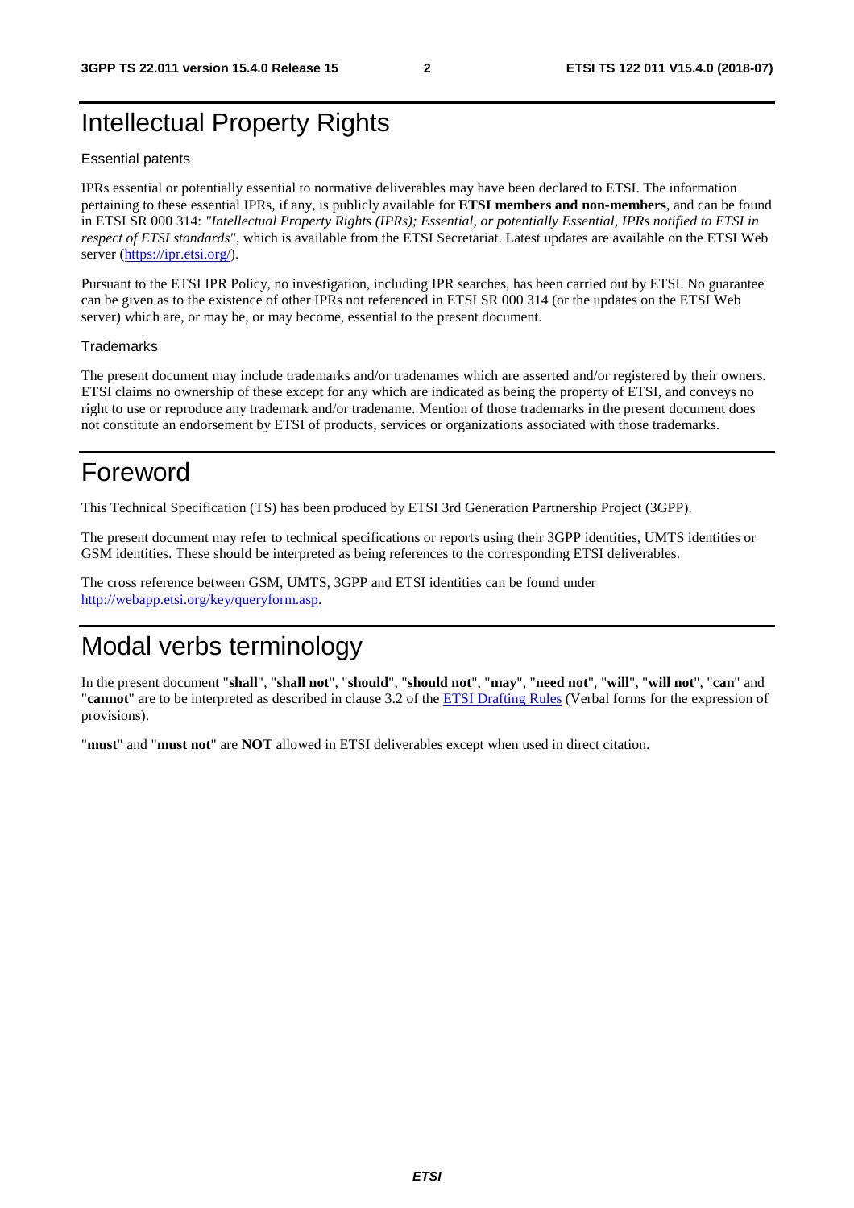# Intellectual Property Rights

## Essential patents

IPRs essential or potentially essential to normative deliverables may have been declared to ETSI. The information pertaining to these essential IPRs, if any, is publicly available for **ETSI members and non-members**, and can be found in ETSI SR 000 314: *"Intellectual Property Rights (IPRs); Essential, or potentially Essential, IPRs notified to ETSI in respect of ETSI standards"*, which is available from the ETSI Secretariat. Latest updates are available on the ETSI Web server (https://ipr.etsi.org/).

Pursuant to the ETSI IPR Policy, no investigation, including IPR searches, has been carried out by ETSI. No guarantee can be given as to the existence of other IPRs not referenced in ETSI SR 000 314 (or the updates on the ETSI Web server) which are, or may be, or may become, essential to the present document.

## Trademarks

The present document may include trademarks and/or tradenames which are asserted and/or registered by their owners. ETSI claims no ownership of these except for any which are indicated as being the property of ETSI, and conveys no right to use or reproduce any trademark and/or tradename. Mention of those trademarks in the present document does not constitute an endorsement by ETSI of products, services or organizations associated with those trademarks.

# Foreword

This Technical Specification (TS) has been produced by ETSI 3rd Generation Partnership Project (3GPP).

The present document may refer to technical specifications or reports using their 3GPP identities, UMTS identities or GSM identities. These should be interpreted as being references to the corresponding ETSI deliverables.

The cross reference between GSM, UMTS, 3GPP and ETSI identities can be found under http://webapp.etsi.org/key/queryform.asp.

# Modal verbs terminology

In the present document "**shall**", "**shall not**", "**should**", "**should not**", "**may**", "**need not**", "**will**", "**will not**", "**can**" and "**cannot**" are to be interpreted as described in clause 3.2 of the ETSI Drafting Rules (Verbal forms for the expression of provisions).

"**must**" and "**must not**" are **NOT** allowed in ETSI deliverables except when used in direct citation.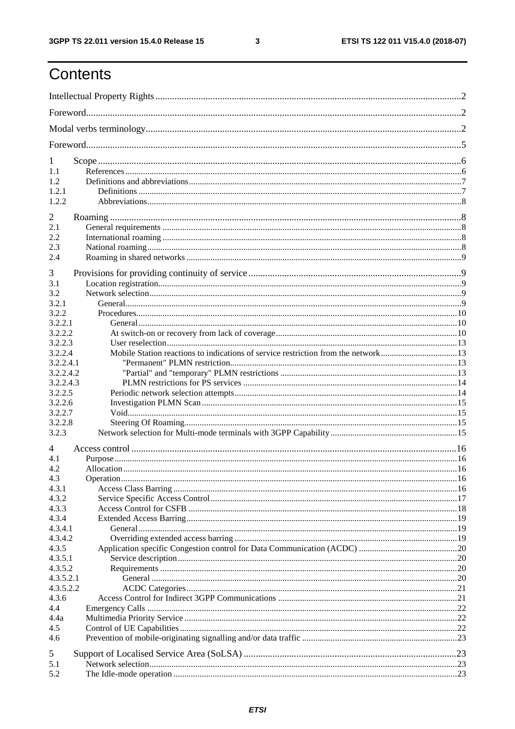# Contents

Intellectual Property Rights ........................................................................................................................ 2

Foreword ..................................................................................................................................................... 2

Modal verbs terminology ............................................................................................................................ 2

Foreword ..................................................................................................................................................... 5

1 Scope ....................................................................................................................................................... 6
1.1 References ............................................................................................................................................. 6
1.2 Definitions and abbreviations ................................................................................................................ 7
1.2.1 Definitions ......................................................................................................................................... 7
1.2.2 Abbreviations ..................................................................................................................................... 8

2 Roaming .................................................................................................................................................. 8
2.1 General requirements ............................................................................................................................ 8
2.2 International roaming ............................................................................................................................ 8
2.3 National roaming ................................................................................................................................... 8
2.4 Roaming in shared networks ................................................................................................................. 9

3 Provisions for providing continuity of service ........................................................................................ 9
3.1 Location registration .............................................................................................................................. 9
3.2 Network selection .................................................................................................................................. 9
3.2.1 General ............................................................................................................................................... 9
3.2.2 Procedures ........................................................................................................................................ 10
3.2.2.1 General ......................................................................................................................................... 10
3.2.2.2 At switch-on or recovery from lack of coverage ......................................................................... 10
3.2.2.3 User reselection ............................................................................................................................ 13
3.2.2.4 Mobile Station reactions to indications of service restriction from the network ......................... 13
3.2.2.4.1 "Permanent" PLMN restriction ............................................................................................... 13
3.2.2.4.2 "Partial" and "temporary" PLMN restrictions ......................................................................... 13
3.2.2.4.3 PLMN restrictions for PS services .......................................................................................... 14
3.2.2.5 Periodic network selection attempts ............................................................................................. 14
3.2.2.6 Investigation PLMN Scan ............................................................................................................ 15
3.2.2.7 Void ............................................................................................................................................... 15
3.2.2.8 Steering Of Roaming .................................................................................................................... 15
3.2.3 Network selection for Multi-mode terminals with 3GPP Capability ............................................... 15

4 Access control ....................................................................................................................................... 16
4.1 Purpose ................................................................................................................................................ 16
4.2 Allocation ............................................................................................................................................ 16
4.3 Operation ............................................................................................................................................. 16
4.3.1 Access Class Barring ....................................................................................................................... 16
4.3.2 Service Specific Access Control ...................................................................................................... 17
4.3.3 Access Control for CSFB ................................................................................................................. 18
4.3.4 Extended Access Barring ................................................................................................................. 19
4.3.4.1 General ......................................................................................................................................... 19
4.3.4.2 Overriding extended access barring ............................................................................................. 19
4.3.5 Application specific Congestion control for Data Communication (ACDC) ................................... 20
4.3.5.1 Service description ....................................................................................................................... 20
4.3.5.2 Requirements ............................................................................................................................... 20
4.3.5.2.1 General .................................................................................................................................... 20
4.3.5.2.2 ACDC Categories .................................................................................................................... 21
4.3.6 Access Control for Indirect 3GPP Communications ........................................................................ 21
4.4 Emergency Calls .................................................................................................................................. 22
4.4a Multimedia Priority Service ................................................................................................................ 22
4.5 Control of UE Capabilities .................................................................................................................. 22
4.6 Prevention of mobile-originating signalling and/or data traffic ........................................................... 23

5 Support of Localised Service Area (SoLSA) ......................................................................................... 23
5.1 Network selection ................................................................................................................................ 23
5.2 The Idle-mode operation ..................................................................................................................... 23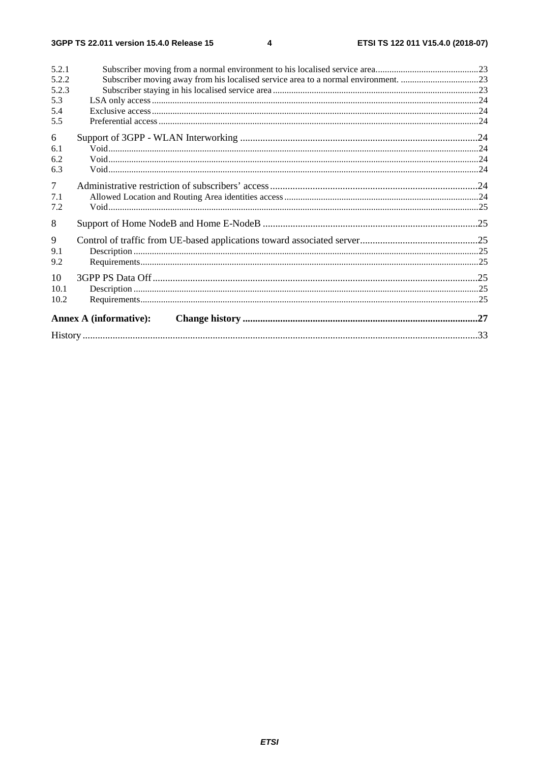5.2.1 Subscriber moving from a normal environment to his localised service area ........ 23
5.2.2 Subscriber moving away from his localised service area to a normal environment. ........ 23
5.2.3 Subscriber staying in his localised service area ........ 23
5.3 LSA only access ........ 24
5.4 Exclusive access ........ 24
5.5 Preferential access ........ 24

6 Support of 3GPP - WLAN Interworking ........ 24
6.1 Void ........ 24
6.2 Void ........ 24
6.3 Void ........ 24

7 Administrative restriction of subscribers' access ........ 24
7.1 Allowed Location and Routing Area identities access ........ 24
7.2 Void ........ 25

8 Support of Home NodeB and Home E-NodeB ........ 25

9 Control of traffic from UE-based applications toward associated server ........ 25
9.1 Description ........ 25
9.2 Requirements ........ 25

10 3GPP PS Data Off ........ 25
10.1 Description ........ 25
10.2 Requirements ........ 25

**Annex A (informative): Change history ........ 27**

History ........ 33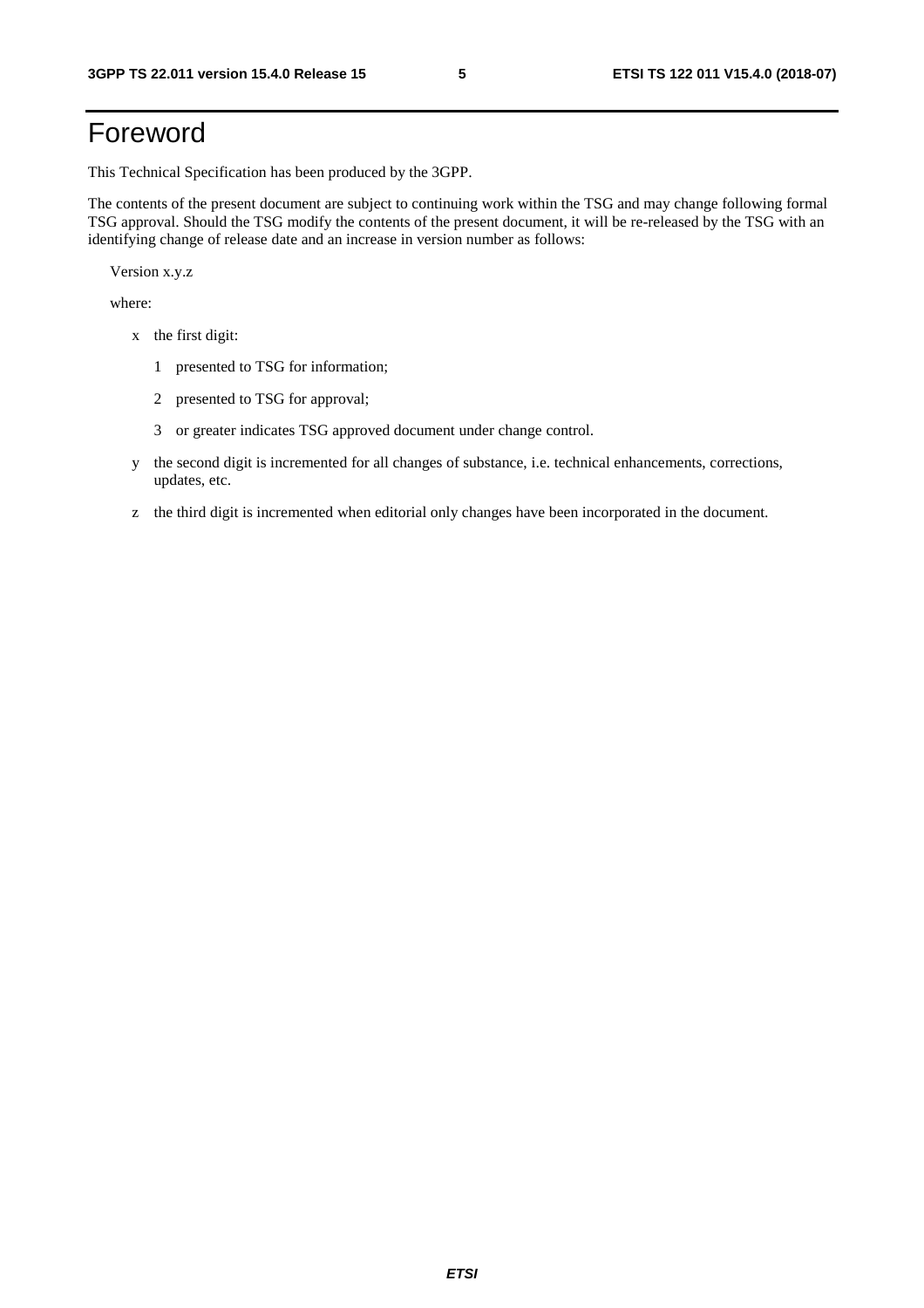# Foreword

This Technical Specification has been produced by the 3GPP.

The contents of the present document are subject to continuing work within the TSG and may change following formal TSG approval. Should the TSG modify the contents of the present document, it will be re-released by the TSG with an identifying change of release date and an increase in version number as follows:

Version x.y.z

where:

- x the first digit:
  - 1 presented to TSG for information;
  - 2 presented to TSG for approval;
  - 3 or greater indicates TSG approved document under change control.
- y the second digit is incremented for all changes of substance, i.e. technical enhancements, corrections, updates, etc.
- z the third digit is incremented when editorial only changes have been incorporated in the document.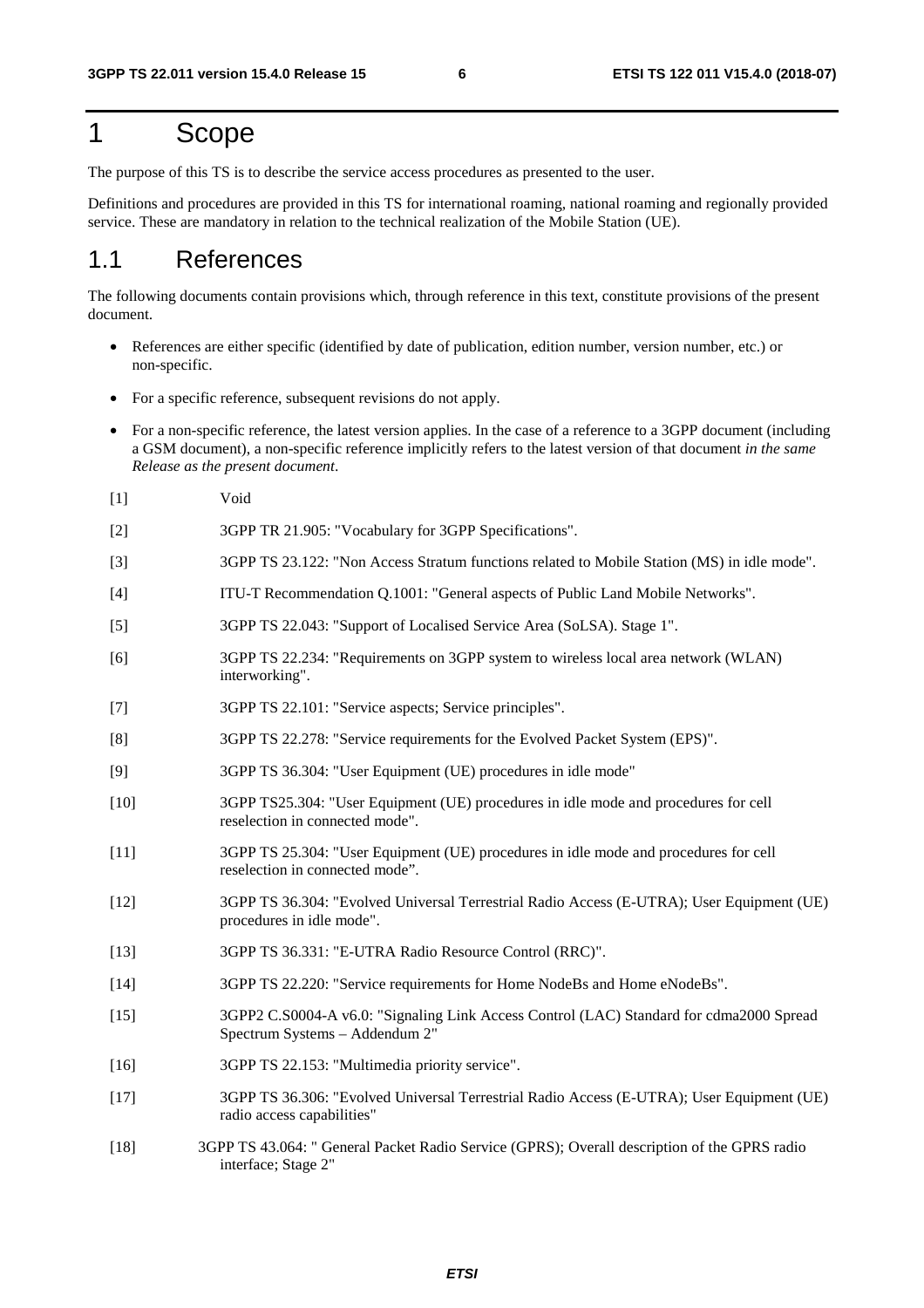# 1 Scope

The purpose of this TS is to describe the service access procedures as presented to the user.

Definitions and procedures are provided in this TS for international roaming, national roaming and regionally provided service. These are mandatory in relation to the technical realization of the Mobile Station (UE).

## 1.1 References

The following documents contain provisions which, through reference in this text, constitute provisions of the present document.

- References are either specific (identified by date of publication, edition number, version number, etc.) or non-specific.
- For a specific reference, subsequent revisions do not apply.
- For a non-specific reference, the latest version applies. In the case of a reference to a 3GPP document (including a GSM document), a non-specific reference implicitly refers to the latest version of that document *in the same Release as the present document*.

[1] Void

[2] 3GPP TR 21.905: "Vocabulary for 3GPP Specifications".

[3] 3GPP TS 23.122: "Non Access Stratum functions related to Mobile Station (MS) in idle mode".

[4] ITU-T Recommendation Q.1001: "General aspects of Public Land Mobile Networks".

[5] 3GPP TS 22.043: "Support of Localised Service Area (SoLSA). Stage 1".

[6] 3GPP TS 22.234: "Requirements on 3GPP system to wireless local area network (WLAN) interworking".

[7] 3GPP TS 22.101: "Service aspects; Service principles".

[8] 3GPP TS 22.278: "Service requirements for the Evolved Packet System (EPS)".

[9] 3GPP TS 36.304: "User Equipment (UE) procedures in idle mode"

[10] 3GPP TS25.304: "User Equipment (UE) procedures in idle mode and procedures for cell reselection in connected mode".

[11] 3GPP TS 25.304: "User Equipment (UE) procedures in idle mode and procedures for cell reselection in connected mode".

[12] 3GPP TS 36.304: "Evolved Universal Terrestrial Radio Access (E-UTRA); User Equipment (UE) procedures in idle mode".

[13] 3GPP TS 36.331: "E-UTRA Radio Resource Control (RRC)".

[14] 3GPP TS 22.220: "Service requirements for Home NodeBs and Home eNodeBs".

[15] 3GPP2 C.S0004-A v6.0: "Signaling Link Access Control (LAC) Standard for cdma2000 Spread Spectrum Systems – Addendum 2"

[16] 3GPP TS 22.153: "Multimedia priority service".

[17] 3GPP TS 36.306: "Evolved Universal Terrestrial Radio Access (E-UTRA); User Equipment (UE) radio access capabilities"

[18] 3GPP TS 43.064: " General Packet Radio Service (GPRS); Overall description of the GPRS radio interface; Stage 2"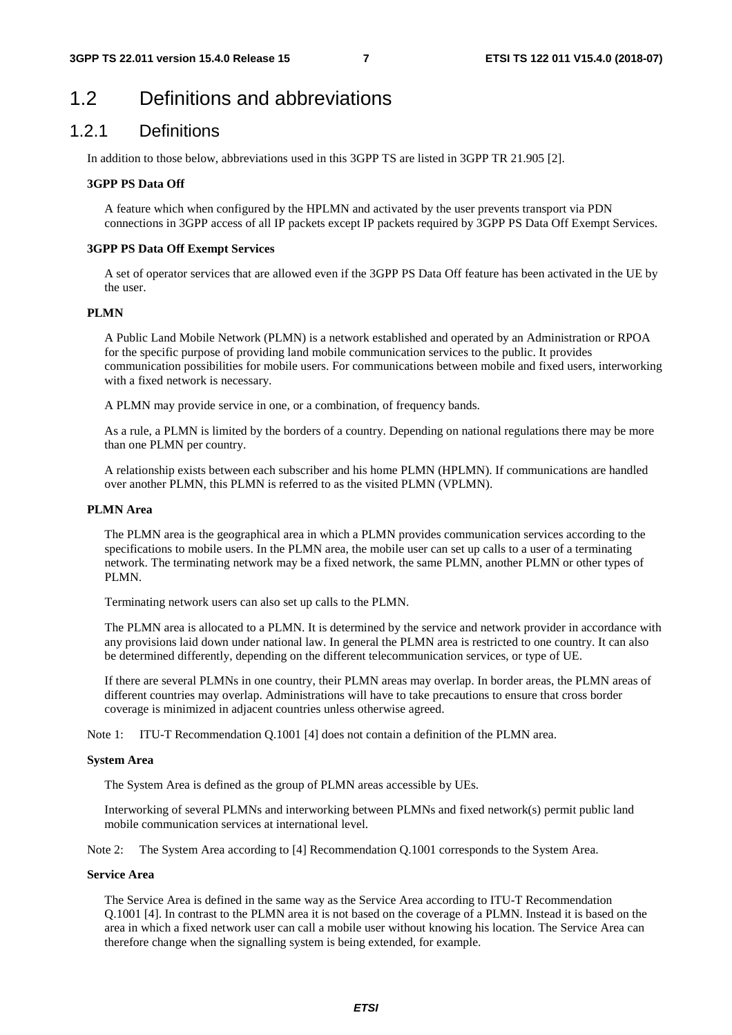# 1.2 Definitions and abbreviations

## 1.2.1 Definitions

In addition to those below, abbreviations used in this 3GPP TS are listed in 3GPP TR 21.905 [2].

**3GPP PS Data Off**

A feature which when configured by the HPLMN and activated by the user prevents transport via PDN connections in 3GPP access of all IP packets except IP packets required by 3GPP PS Data Off Exempt Services.

**3GPP PS Data Off Exempt Services**

A set of operator services that are allowed even if the 3GPP PS Data Off feature has been activated in the UE by the user.

**PLMN**

A Public Land Mobile Network (PLMN) is a network established and operated by an Administration or RPOA for the specific purpose of providing land mobile communication services to the public. It provides communication possibilities for mobile users. For communications between mobile and fixed users, interworking with a fixed network is necessary.

A PLMN may provide service in one, or a combination, of frequency bands.

As a rule, a PLMN is limited by the borders of a country. Depending on national regulations there may be more than one PLMN per country.

A relationship exists between each subscriber and his home PLMN (HPLMN). If communications are handled over another PLMN, this PLMN is referred to as the visited PLMN (VPLMN).

**PLMN Area**

The PLMN area is the geographical area in which a PLMN provides communication services according to the specifications to mobile users. In the PLMN area, the mobile user can set up calls to a user of a terminating network. The terminating network may be a fixed network, the same PLMN, another PLMN or other types of PLMN.

Terminating network users can also set up calls to the PLMN.

The PLMN area is allocated to a PLMN. It is determined by the service and network provider in accordance with any provisions laid down under national law. In general the PLMN area is restricted to one country. It can also be determined differently, depending on the different telecommunication services, or type of UE.

If there are several PLMNs in one country, their PLMN areas may overlap. In border areas, the PLMN areas of different countries may overlap. Administrations will have to take precautions to ensure that cross border coverage is minimized in adjacent countries unless otherwise agreed.

Note 1: ITU-T Recommendation Q.1001 [4] does not contain a definition of the PLMN area.

**System Area**

The System Area is defined as the group of PLMN areas accessible by UEs.

Interworking of several PLMNs and interworking between PLMNs and fixed network(s) permit public land mobile communication services at international level.

Note 2: The System Area according to [4] Recommendation Q.1001 corresponds to the System Area.

**Service Area**

The Service Area is defined in the same way as the Service Area according to ITU-T Recommendation Q.1001 [4]. In contrast to the PLMN area it is not based on the coverage of a PLMN. Instead it is based on the area in which a fixed network user can call a mobile user without knowing his location. The Service Area can therefore change when the signalling system is being extended, for example.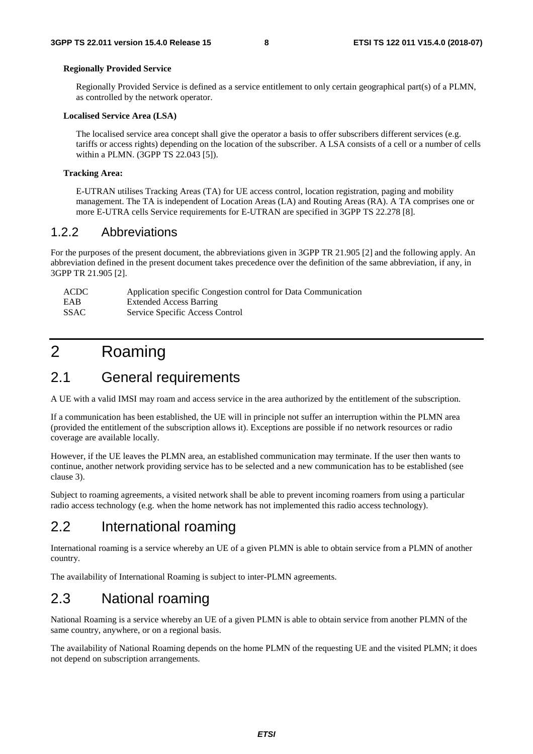**Regionally Provided Service**

Regionally Provided Service is defined as a service entitlement to only certain geographical part(s) of a PLMN, as controlled by the network operator.

**Localised Service Area (LSA)**

The localised service area concept shall give the operator a basis to offer subscribers different services (e.g. tariffs or access rights) depending on the location of the subscriber. A LSA consists of a cell or a number of cells within a PLMN. (3GPP TS 22.043 [5]).

**Tracking Area:**

E-UTRAN utilises Tracking Areas (TA) for UE access control, location registration, paging and mobility management. The TA is independent of Location Areas (LA) and Routing Areas (RA). A TA comprises one or more E-UTRA cells Service requirements for E-UTRAN are specified in 3GPP TS 22.278 [8].

### 1.2.2 Abbreviations

For the purposes of the present document, the abbreviations given in 3GPP TR 21.905 [2] and the following apply. An abbreviation defined in the present document takes precedence over the definition of the same abbreviation, if any, in 3GPP TR 21.905 [2].

| | |
|---|---|
| ACDC | Application specific Congestion control for Data Communication |
| EAB | Extended Access Barring |
| SSAC | Service Specific Access Control |

# 2 Roaming

## 2.1 General requirements

A UE with a valid IMSI may roam and access service in the area authorized by the entitlement of the subscription.

If a communication has been established, the UE will in principle not suffer an interruption within the PLMN area (provided the entitlement of the subscription allows it). Exceptions are possible if no network resources or radio coverage are available locally.

However, if the UE leaves the PLMN area, an established communication may terminate. If the user then wants to continue, another network providing service has to be selected and a new communication has to be established (see clause 3).

Subject to roaming agreements, a visited network shall be able to prevent incoming roamers from using a particular radio access technology (e.g. when the home network has not implemented this radio access technology).

## 2.2 International roaming

International roaming is a service whereby an UE of a given PLMN is able to obtain service from a PLMN of another country.

The availability of International Roaming is subject to inter-PLMN agreements.

## 2.3 National roaming

National Roaming is a service whereby an UE of a given PLMN is able to obtain service from another PLMN of the same country, anywhere, or on a regional basis.

The availability of National Roaming depends on the home PLMN of the requesting UE and the visited PLMN; it does not depend on subscription arrangements.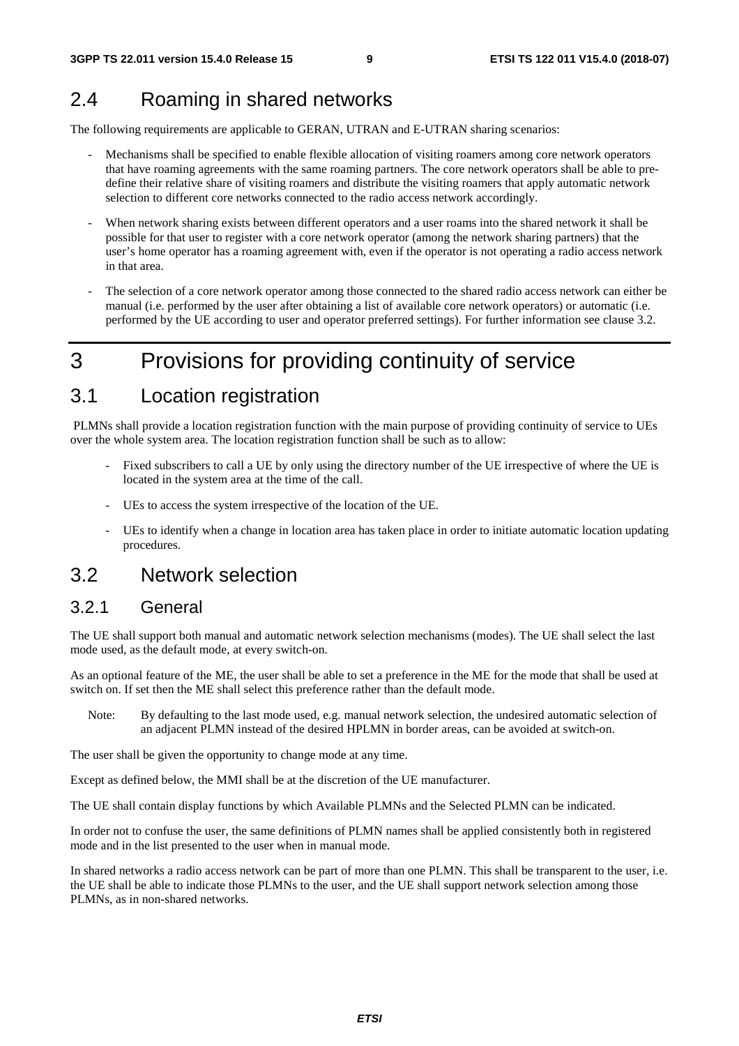## 2.4 Roaming in shared networks

The following requirements are applicable to GERAN, UTRAN and E-UTRAN sharing scenarios:

- Mechanisms shall be specified to enable flexible allocation of visiting roamers among core network operators that have roaming agreements with the same roaming partners. The core network operators shall be able to pre-define their relative share of visiting roamers and distribute the visiting roamers that apply automatic network selection to different core networks connected to the radio access network accordingly.
- When network sharing exists between different operators and a user roams into the shared network it shall be possible for that user to register with a core network operator (among the network sharing partners) that the user's home operator has a roaming agreement with, even if the operator is not operating a radio access network in that area.
- The selection of a core network operator among those connected to the shared radio access network can either be manual (i.e. performed by the user after obtaining a list of available core network operators) or automatic (i.e. performed by the UE according to user and operator preferred settings). For further information see clause 3.2.

# 3 Provisions for providing continuity of service

## 3.1 Location registration

PLMNs shall provide a location registration function with the main purpose of providing continuity of service to UEs over the whole system area. The location registration function shall be such as to allow:

- Fixed subscribers to call a UE by only using the directory number of the UE irrespective of where the UE is located in the system area at the time of the call.
- UEs to access the system irrespective of the location of the UE.
- UEs to identify when a change in location area has taken place in order to initiate automatic location updating procedures.

## 3.2 Network selection

### 3.2.1 General

The UE shall support both manual and automatic network selection mechanisms (modes). The UE shall select the last mode used, as the default mode, at every switch-on.

As an optional feature of the ME, the user shall be able to set a preference in the ME for the mode that shall be used at switch on. If set then the ME shall select this preference rather than the default mode.

Note: By defaulting to the last mode used, e.g. manual network selection, the undesired automatic selection of an adjacent PLMN instead of the desired HPLMN in border areas, can be avoided at switch-on.

The user shall be given the opportunity to change mode at any time.

Except as defined below, the MMI shall be at the discretion of the UE manufacturer.

The UE shall contain display functions by which Available PLMNs and the Selected PLMN can be indicated.

In order not to confuse the user, the same definitions of PLMN names shall be applied consistently both in registered mode and in the list presented to the user when in manual mode.

In shared networks a radio access network can be part of more than one PLMN. This shall be transparent to the user, i.e. the UE shall be able to indicate those PLMNs to the user, and the UE shall support network selection among those PLMNs, as in non-shared networks.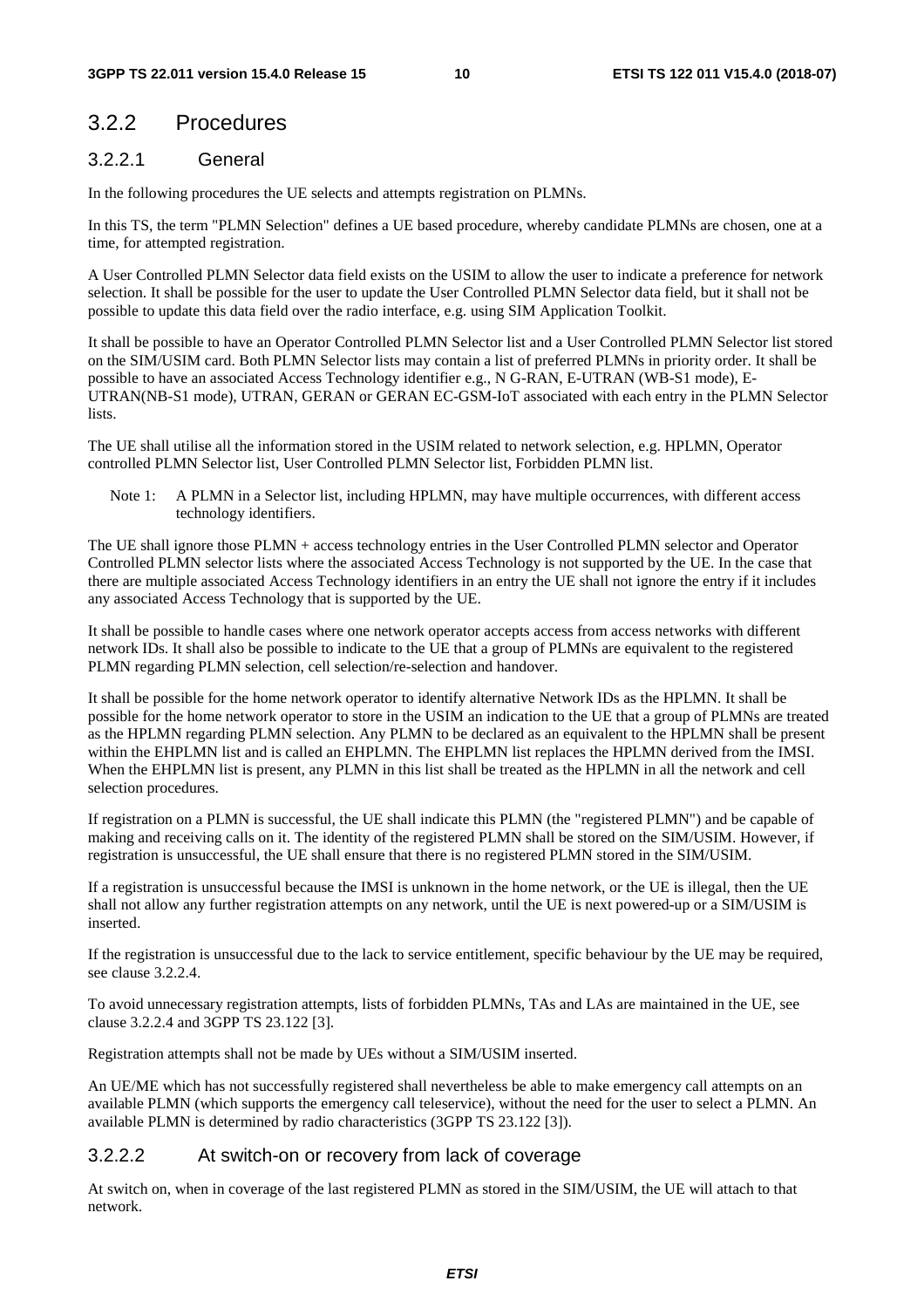## 3.2.2 Procedures

### 3.2.2.1 General

In the following procedures the UE selects and attempts registration on PLMNs.

In this TS, the term "PLMN Selection" defines a UE based procedure, whereby candidate PLMNs are chosen, one at a time, for attempted registration.

A User Controlled PLMN Selector data field exists on the USIM to allow the user to indicate a preference for network selection. It shall be possible for the user to update the User Controlled PLMN Selector data field, but it shall not be possible to update this data field over the radio interface, e.g. using SIM Application Toolkit.

It shall be possible to have an Operator Controlled PLMN Selector list and a User Controlled PLMN Selector list stored on the SIM/USIM card. Both PLMN Selector lists may contain a list of preferred PLMNs in priority order. It shall be possible to have an associated Access Technology identifier e.g., N G-RAN, E-UTRAN (WB-S1 mode), E-UTRAN(NB-S1 mode), UTRAN, GERAN or GERAN EC-GSM-IoT associated with each entry in the PLMN Selector lists.

The UE shall utilise all the information stored in the USIM related to network selection, e.g. HPLMN, Operator controlled PLMN Selector list, User Controlled PLMN Selector list, Forbidden PLMN list.

Note 1: A PLMN in a Selector list, including HPLMN, may have multiple occurrences, with different access technology identifiers.

The UE shall ignore those PLMN + access technology entries in the User Controlled PLMN selector and Operator Controlled PLMN selector lists where the associated Access Technology is not supported by the UE. In the case that there are multiple associated Access Technology identifiers in an entry the UE shall not ignore the entry if it includes any associated Access Technology that is supported by the UE.

It shall be possible to handle cases where one network operator accepts access from access networks with different network IDs. It shall also be possible to indicate to the UE that a group of PLMNs are equivalent to the registered PLMN regarding PLMN selection, cell selection/re-selection and handover.

It shall be possible for the home network operator to identify alternative Network IDs as the HPLMN. It shall be possible for the home network operator to store in the USIM an indication to the UE that a group of PLMNs are treated as the HPLMN regarding PLMN selection. Any PLMN to be declared as an equivalent to the HPLMN shall be present within the EHPLMN list and is called an EHPLMN. The EHPLMN list replaces the HPLMN derived from the IMSI. When the EHPLMN list is present, any PLMN in this list shall be treated as the HPLMN in all the network and cell selection procedures.

If registration on a PLMN is successful, the UE shall indicate this PLMN (the "registered PLMN") and be capable of making and receiving calls on it. The identity of the registered PLMN shall be stored on the SIM/USIM. However, if registration is unsuccessful, the UE shall ensure that there is no registered PLMN stored in the SIM/USIM.

If a registration is unsuccessful because the IMSI is unknown in the home network, or the UE is illegal, then the UE shall not allow any further registration attempts on any network, until the UE is next powered-up or a SIM/USIM is inserted.

If the registration is unsuccessful due to the lack to service entitlement, specific behaviour by the UE may be required, see clause 3.2.2.4.

To avoid unnecessary registration attempts, lists of forbidden PLMNs, TAs and LAs are maintained in the UE, see clause 3.2.2.4 and 3GPP TS 23.122 [3].

Registration attempts shall not be made by UEs without a SIM/USIM inserted.

An UE/ME which has not successfully registered shall nevertheless be able to make emergency call attempts on an available PLMN (which supports the emergency call teleservice), without the need for the user to select a PLMN. An available PLMN is determined by radio characteristics (3GPP TS 23.122 [3]).

### 3.2.2.2 At switch-on or recovery from lack of coverage

At switch on, when in coverage of the last registered PLMN as stored in the SIM/USIM, the UE will attach to that network.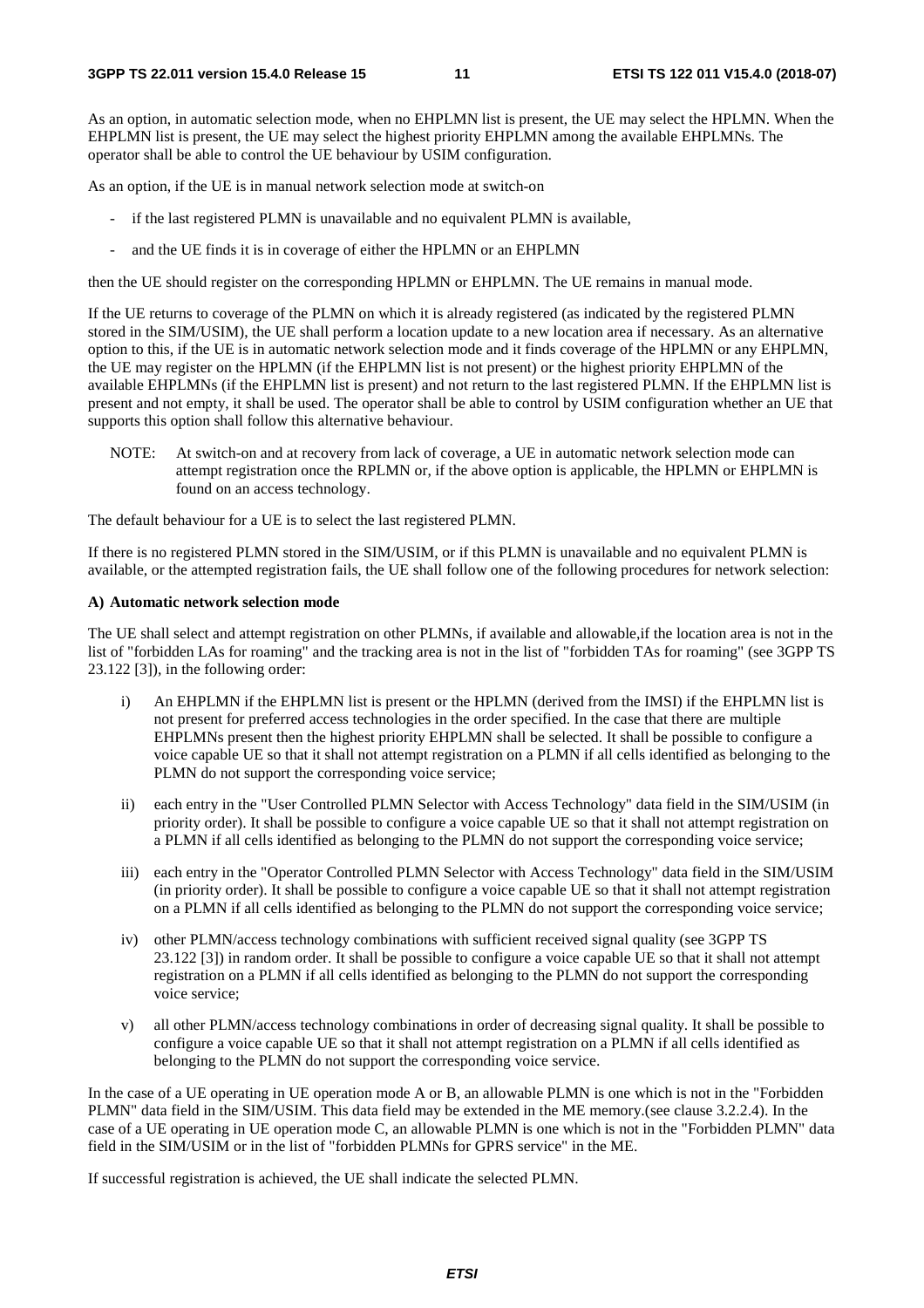As an option, in automatic selection mode, when no EHPLMN list is present, the UE may select the HPLMN. When the EHPLMN list is present, the UE may select the highest priority EHPLMN among the available EHPLMNs. The operator shall be able to control the UE behaviour by USIM configuration.

As an option, if the UE is in manual network selection mode at switch-on

- if the last registered PLMN is unavailable and no equivalent PLMN is available,
- and the UE finds it is in coverage of either the HPLMN or an EHPLMN

then the UE should register on the corresponding HPLMN or EHPLMN. The UE remains in manual mode.

If the UE returns to coverage of the PLMN on which it is already registered (as indicated by the registered PLMN stored in the SIM/USIM), the UE shall perform a location update to a new location area if necessary. As an alternative option to this, if the UE is in automatic network selection mode and it finds coverage of the HPLMN or any EHPLMN, the UE may register on the HPLMN (if the EHPLMN list is not present) or the highest priority EHPLMN of the available EHPLMNs (if the EHPLMN list is present) and not return to the last registered PLMN. If the EHPLMN list is present and not empty, it shall be used. The operator shall be able to control by USIM configuration whether an UE that supports this option shall follow this alternative behaviour.

NOTE: At switch-on and at recovery from lack of coverage, a UE in automatic network selection mode can attempt registration once the RPLMN or, if the above option is applicable, the HPLMN or EHPLMN is found on an access technology.

The default behaviour for a UE is to select the last registered PLMN.

If there is no registered PLMN stored in the SIM/USIM, or if this PLMN is unavailable and no equivalent PLMN is available, or the attempted registration fails, the UE shall follow one of the following procedures for network selection:

**A) Automatic network selection mode**

The UE shall select and attempt registration on other PLMNs, if available and allowable,if the location area is not in the list of "forbidden LAs for roaming" and the tracking area is not in the list of "forbidden TAs for roaming" (see 3GPP TS 23.122 [3]), in the following order:

i) An EHPLMN if the EHPLMN list is present or the HPLMN (derived from the IMSI) if the EHPLMN list is not present for preferred access technologies in the order specified. In the case that there are multiple EHPLMNs present then the highest priority EHPLMN shall be selected. It shall be possible to configure a voice capable UE so that it shall not attempt registration on a PLMN if all cells identified as belonging to the PLMN do not support the corresponding voice service;

ii) each entry in the "User Controlled PLMN Selector with Access Technology" data field in the SIM/USIM (in priority order). It shall be possible to configure a voice capable UE so that it shall not attempt registration on a PLMN if all cells identified as belonging to the PLMN do not support the corresponding voice service;

iii) each entry in the "Operator Controlled PLMN Selector with Access Technology" data field in the SIM/USIM (in priority order). It shall be possible to configure a voice capable UE so that it shall not attempt registration on a PLMN if all cells identified as belonging to the PLMN do not support the corresponding voice service;

iv) other PLMN/access technology combinations with sufficient received signal quality (see 3GPP TS 23.122 [3]) in random order. It shall be possible to configure a voice capable UE so that it shall not attempt registration on a PLMN if all cells identified as belonging to the PLMN do not support the corresponding voice service;

v) all other PLMN/access technology combinations in order of decreasing signal quality. It shall be possible to configure a voice capable UE so that it shall not attempt registration on a PLMN if all cells identified as belonging to the PLMN do not support the corresponding voice service.

In the case of a UE operating in UE operation mode A or B, an allowable PLMN is one which is not in the "Forbidden PLMN" data field in the SIM/USIM. This data field may be extended in the ME memory.(see clause 3.2.2.4). In the case of a UE operating in UE operation mode C, an allowable PLMN is one which is not in the "Forbidden PLMN" data field in the SIM/USIM or in the list of "forbidden PLMNs for GPRS service" in the ME.

If successful registration is achieved, the UE shall indicate the selected PLMN.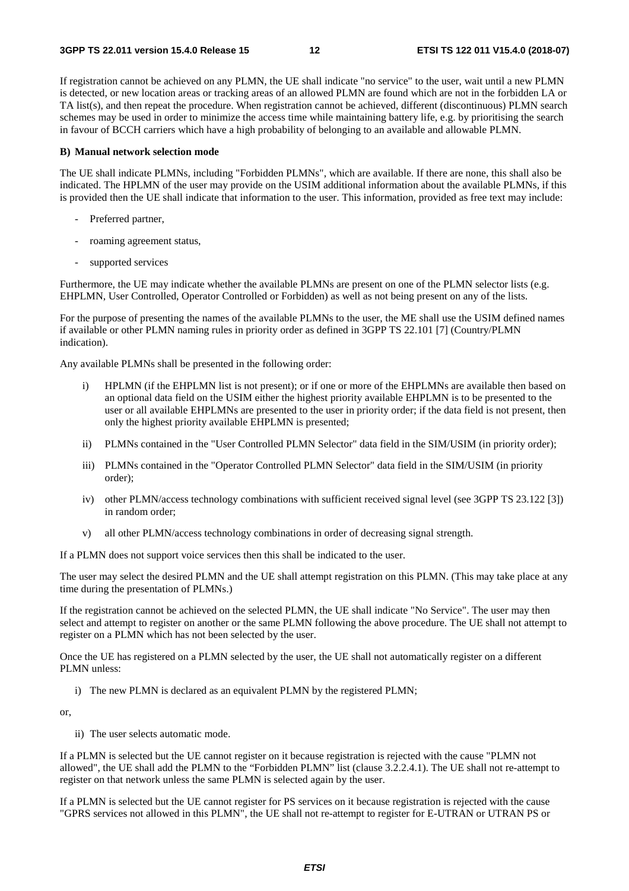If registration cannot be achieved on any PLMN, the UE shall indicate "no service" to the user, wait until a new PLMN is detected, or new location areas or tracking areas of an allowed PLMN are found which are not in the forbidden LA or TA list(s), and then repeat the procedure. When registration cannot be achieved, different (discontinuous) PLMN search schemes may be used in order to minimize the access time while maintaining battery life, e.g. by prioritising the search in favour of BCCH carriers which have a high probability of belonging to an available and allowable PLMN.

**B) Manual network selection mode**

The UE shall indicate PLMNs, including "Forbidden PLMNs", which are available. If there are none, this shall also be indicated. The HPLMN of the user may provide on the USIM additional information about the available PLMNs, if this is provided then the UE shall indicate that information to the user. This information, provided as free text may include:

- Preferred partner,
- roaming agreement status,
- supported services

Furthermore, the UE may indicate whether the available PLMNs are present on one of the PLMN selector lists (e.g. EHPLMN, User Controlled, Operator Controlled or Forbidden) as well as not being present on any of the lists.

For the purpose of presenting the names of the available PLMNs to the user, the ME shall use the USIM defined names if available or other PLMN naming rules in priority order as defined in 3GPP TS 22.101 [7] (Country/PLMN indication).

Any available PLMNs shall be presented in the following order:

i) HPLMN (if the EHPLMN list is not present); or if one or more of the EHPLMNs are available then based on an optional data field on the USIM either the highest priority available EHPLMN is to be presented to the user or all available EHPLMNs are presented to the user in priority order; if the data field is not present, then only the highest priority available EHPLMN is presented;

ii) PLMNs contained in the "User Controlled PLMN Selector" data field in the SIM/USIM (in priority order);

iii) PLMNs contained in the "Operator Controlled PLMN Selector" data field in the SIM/USIM (in priority order);

iv) other PLMN/access technology combinations with sufficient received signal level (see 3GPP TS 23.122 [3]) in random order;

v) all other PLMN/access technology combinations in order of decreasing signal strength.

If a PLMN does not support voice services then this shall be indicated to the user.

The user may select the desired PLMN and the UE shall attempt registration on this PLMN. (This may take place at any time during the presentation of PLMNs.)

If the registration cannot be achieved on the selected PLMN, the UE shall indicate "No Service". The user may then select and attempt to register on another or the same PLMN following the above procedure. The UE shall not attempt to register on a PLMN which has not been selected by the user.

Once the UE has registered on a PLMN selected by the user, the UE shall not automatically register on a different PLMN unless:

i) The new PLMN is declared as an equivalent PLMN by the registered PLMN;

or,

ii) The user selects automatic mode.

If a PLMN is selected but the UE cannot register on it because registration is rejected with the cause "PLMN not allowed", the UE shall add the PLMN to the "Forbidden PLMN" list (clause 3.2.2.4.1). The UE shall not re-attempt to register on that network unless the same PLMN is selected again by the user.

If a PLMN is selected but the UE cannot register for PS services on it because registration is rejected with the cause "GPRS services not allowed in this PLMN", the UE shall not re-attempt to register for E-UTRAN or UTRAN PS or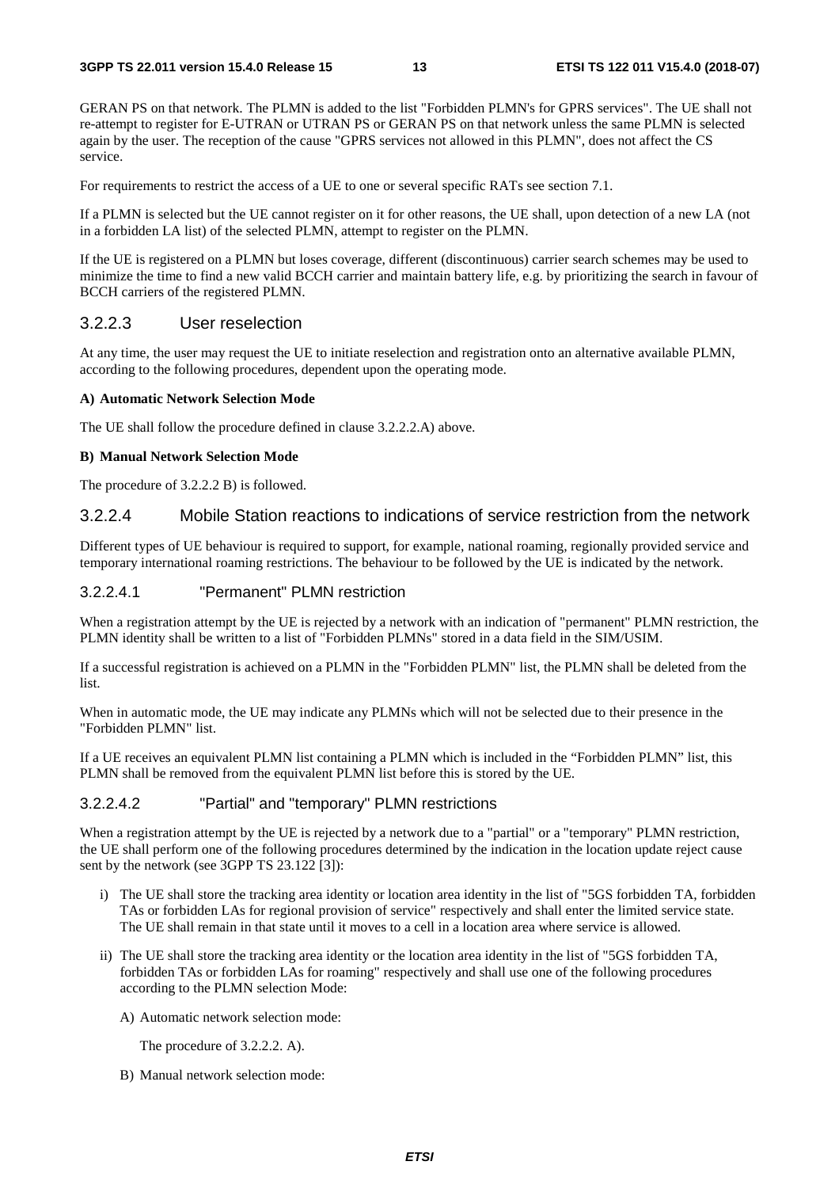GERAN PS on that network. The PLMN is added to the list "Forbidden PLMN's for GPRS services". The UE shall not re-attempt to register for E-UTRAN or UTRAN PS or GERAN PS on that network unless the same PLMN is selected again by the user. The reception of the cause "GPRS services not allowed in this PLMN", does not affect the CS service.

For requirements to restrict the access of a UE to one or several specific RATs see section 7.1.

If a PLMN is selected but the UE cannot register on it for other reasons, the UE shall, upon detection of a new LA (not in a forbidden LA list) of the selected PLMN, attempt to register on the PLMN.

If the UE is registered on a PLMN but loses coverage, different (discontinuous) carrier search schemes may be used to minimize the time to find a new valid BCCH carrier and maintain battery life, e.g. by prioritizing the search in favour of BCCH carriers of the registered PLMN.

#### 3.2.2.3 User reselection

At any time, the user may request the UE to initiate reselection and registration onto an alternative available PLMN, according to the following procedures, dependent upon the operating mode.

**A) Automatic Network Selection Mode**

The UE shall follow the procedure defined in clause 3.2.2.2.A) above.

**B) Manual Network Selection Mode**

The procedure of 3.2.2.2 B) is followed.

#### 3.2.2.4 Mobile Station reactions to indications of service restriction from the network

Different types of UE behaviour is required to support, for example, national roaming, regionally provided service and temporary international roaming restrictions. The behaviour to be followed by the UE is indicated by the network.

##### 3.2.2.4.1 "Permanent" PLMN restriction

When a registration attempt by the UE is rejected by a network with an indication of "permanent" PLMN restriction, the PLMN identity shall be written to a list of "Forbidden PLMNs" stored in a data field in the SIM/USIM.

If a successful registration is achieved on a PLMN in the "Forbidden PLMN" list, the PLMN shall be deleted from the list.

When in automatic mode, the UE may indicate any PLMNs which will not be selected due to their presence in the "Forbidden PLMN" list.

If a UE receives an equivalent PLMN list containing a PLMN which is included in the “Forbidden PLMN” list, this PLMN shall be removed from the equivalent PLMN list before this is stored by the UE.

##### 3.2.2.4.2 "Partial" and "temporary" PLMN restrictions

When a registration attempt by the UE is rejected by a network due to a "partial" or a "temporary" PLMN restriction, the UE shall perform one of the following procedures determined by the indication in the location update reject cause sent by the network (see 3GPP TS 23.122 [3]):

i) The UE shall store the tracking area identity or location area identity in the list of "5GS forbidden TA, forbidden TAs or forbidden LAs for regional provision of service" respectively and shall enter the limited service state. The UE shall remain in that state until it moves to a cell in a location area where service is allowed.

ii) The UE shall store the tracking area identity or the location area identity in the list of "5GS forbidden TA, forbidden TAs or forbidden LAs for roaming" respectively and shall use one of the following procedures according to the PLMN selection Mode:

   A) Automatic network selection mode:

      The procedure of 3.2.2.2. A).

   B) Manual network selection mode: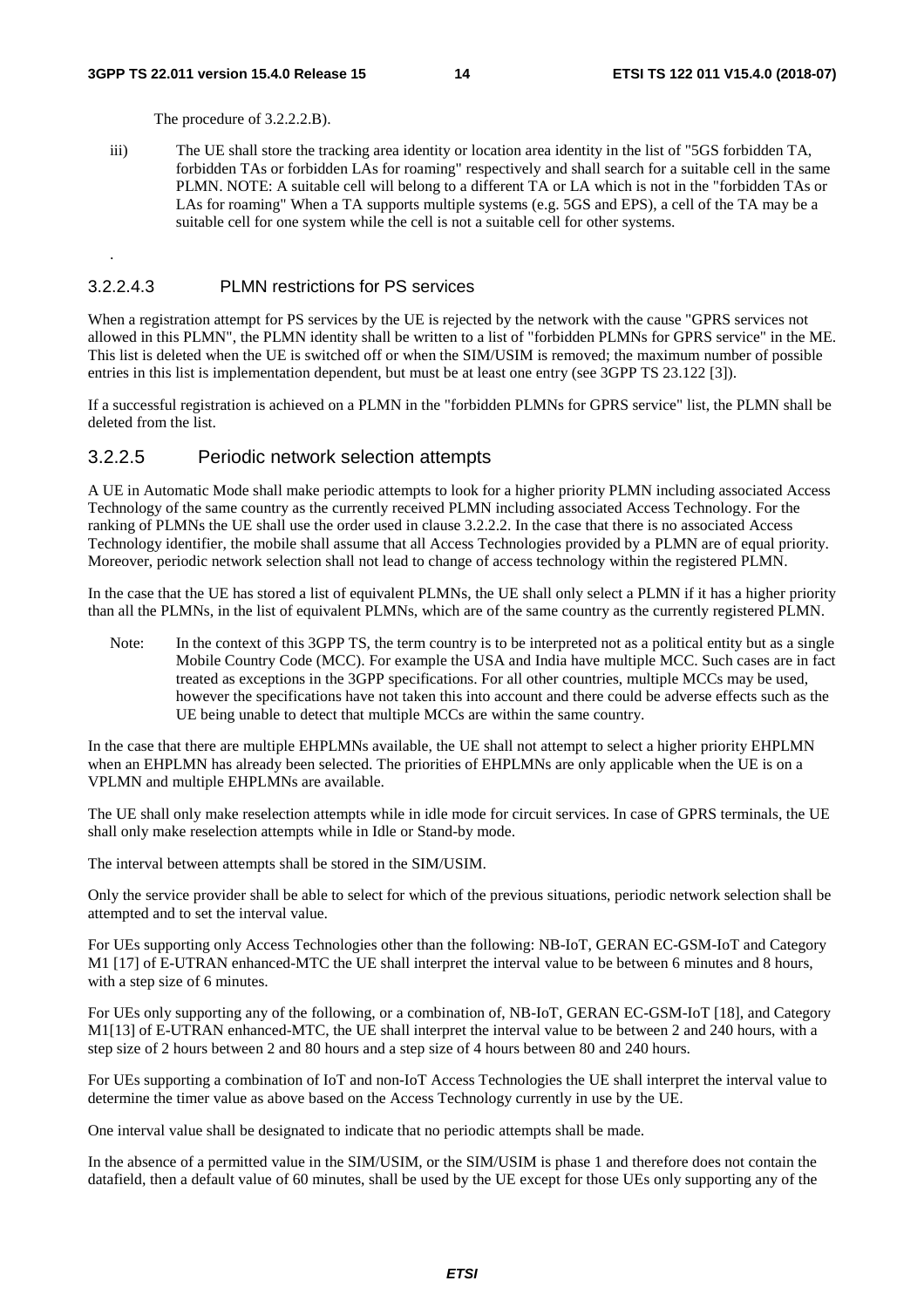The procedure of 3.2.2.2.B).

iii) The UE shall store the tracking area identity or location area identity in the list of "5GS forbidden TA, forbidden TAs or forbidden LAs for roaming" respectively and shall search for a suitable cell in the same PLMN. NOTE: A suitable cell will belong to a different TA or LA which is not in the "forbidden TAs or LAs for roaming" When a TA supports multiple systems (e.g. 5GS and EPS), a cell of the TA may be a suitable cell for one system while the cell is not a suitable cell for other systems.

.

#### 3.2.2.4.3 PLMN restrictions for PS services

When a registration attempt for PS services by the UE is rejected by the network with the cause "GPRS services not allowed in this PLMN", the PLMN identity shall be written to a list of "forbidden PLMNs for GPRS service" in the ME. This list is deleted when the UE is switched off or when the SIM/USIM is removed; the maximum number of possible entries in this list is implementation dependent, but must be at least one entry (see 3GPP TS 23.122 [3]).

If a successful registration is achieved on a PLMN in the "forbidden PLMNs for GPRS service" list, the PLMN shall be deleted from the list.

### 3.2.2.5 Periodic network selection attempts

A UE in Automatic Mode shall make periodic attempts to look for a higher priority PLMN including associated Access Technology of the same country as the currently received PLMN including associated Access Technology. For the ranking of PLMNs the UE shall use the order used in clause 3.2.2.2. In the case that there is no associated Access Technology identifier, the mobile shall assume that all Access Technologies provided by a PLMN are of equal priority. Moreover, periodic network selection shall not lead to change of access technology within the registered PLMN.

In the case that the UE has stored a list of equivalent PLMNs, the UE shall only select a PLMN if it has a higher priority than all the PLMNs, in the list of equivalent PLMNs, which are of the same country as the currently registered PLMN.

Note: In the context of this 3GPP TS, the term country is to be interpreted not as a political entity but as a single Mobile Country Code (MCC). For example the USA and India have multiple MCC. Such cases are in fact treated as exceptions in the 3GPP specifications. For all other countries, multiple MCCs may be used, however the specifications have not taken this into account and there could be adverse effects such as the UE being unable to detect that multiple MCCs are within the same country.

In the case that there are multiple EHPLMNs available, the UE shall not attempt to select a higher priority EHPLMN when an EHPLMN has already been selected. The priorities of EHPLMNs are only applicable when the UE is on a VPLMN and multiple EHPLMNs are available.

The UE shall only make reselection attempts while in idle mode for circuit services. In case of GPRS terminals, the UE shall only make reselection attempts while in Idle or Stand-by mode.

The interval between attempts shall be stored in the SIM/USIM.

Only the service provider shall be able to select for which of the previous situations, periodic network selection shall be attempted and to set the interval value.

For UEs supporting only Access Technologies other than the following: NB-IoT, GERAN EC-GSM-IoT and Category M1 [17] of E-UTRAN enhanced-MTC the UE shall interpret the interval value to be between 6 minutes and 8 hours, with a step size of 6 minutes.

For UEs only supporting any of the following, or a combination of, NB-IoT, GERAN EC-GSM-IoT [18], and Category M1[13] of E-UTRAN enhanced-MTC, the UE shall interpret the interval value to be between 2 and 240 hours, with a step size of 2 hours between 2 and 80 hours and a step size of 4 hours between 80 and 240 hours.

For UEs supporting a combination of IoT and non-IoT Access Technologies the UE shall interpret the interval value to determine the timer value as above based on the Access Technology currently in use by the UE.

One interval value shall be designated to indicate that no periodic attempts shall be made.

In the absence of a permitted value in the SIM/USIM, or the SIM/USIM is phase 1 and therefore does not contain the datafield, then a default value of 60 minutes, shall be used by the UE except for those UEs only supporting any of the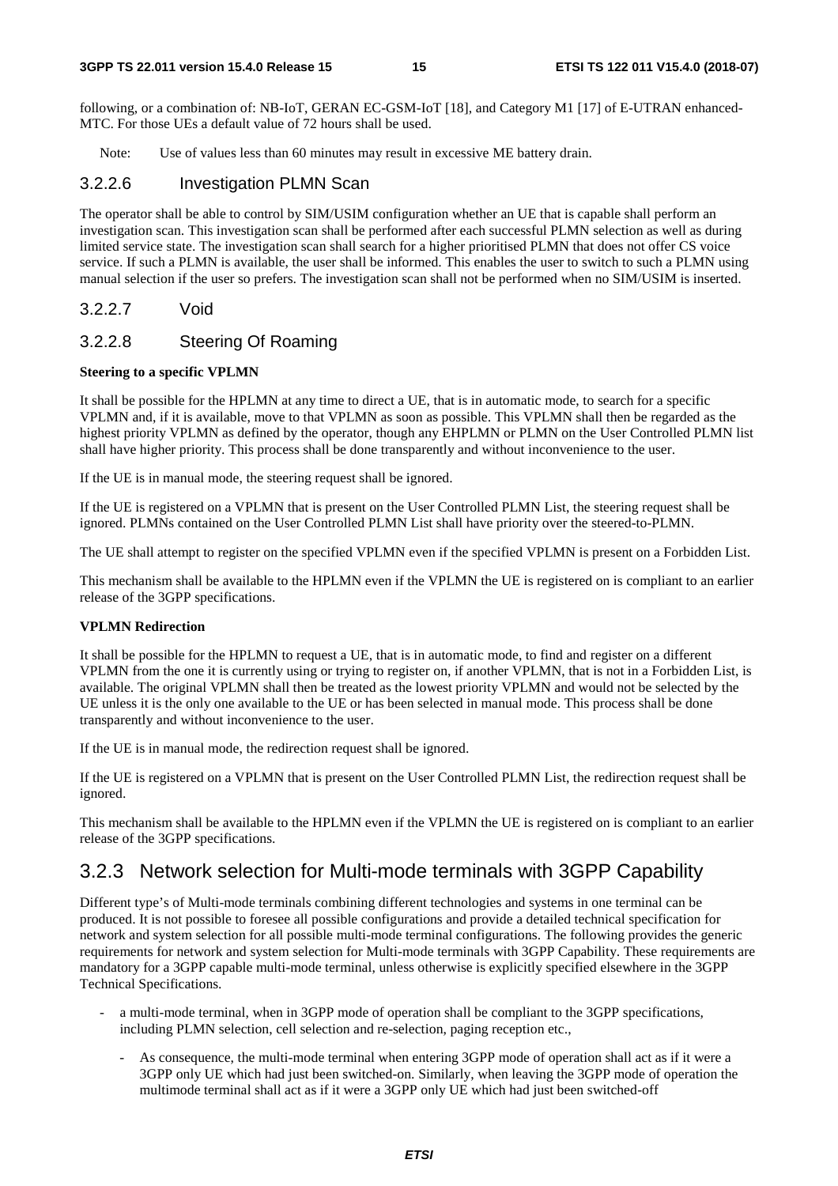following, or a combination of: NB-IoT, GERAN EC-GSM-IoT [18], and Category M1 [17] of E-UTRAN enhanced-MTC. For those UEs a default value of 72 hours shall be used.

Note: Use of values less than 60 minutes may result in excessive ME battery drain.

#### 3.2.2.6 Investigation PLMN Scan

The operator shall be able to control by SIM/USIM configuration whether an UE that is capable shall perform an investigation scan. This investigation scan shall be performed after each successful PLMN selection as well as during limited service state. The investigation scan shall search for a higher prioritised PLMN that does not offer CS voice service. If such a PLMN is available, the user shall be informed. This enables the user to switch to such a PLMN using manual selection if the user so prefers. The investigation scan shall not be performed when no SIM/USIM is inserted.

#### 3.2.2.7 Void

#### 3.2.2.8 Steering Of Roaming

**Steering to a specific VPLMN**

It shall be possible for the HPLMN at any time to direct a UE, that is in automatic mode, to search for a specific VPLMN and, if it is available, move to that VPLMN as soon as possible. This VPLMN shall then be regarded as the highest priority VPLMN as defined by the operator, though any EHPLMN or PLMN on the User Controlled PLMN list shall have higher priority. This process shall be done transparently and without inconvenience to the user.

If the UE is in manual mode, the steering request shall be ignored.

If the UE is registered on a VPLMN that is present on the User Controlled PLMN List, the steering request shall be ignored. PLMNs contained on the User Controlled PLMN List shall have priority over the steered-to-PLMN.

The UE shall attempt to register on the specified VPLMN even if the specified VPLMN is present on a Forbidden List.

This mechanism shall be available to the HPLMN even if the VPLMN the UE is registered on is compliant to an earlier release of the 3GPP specifications.

**VPLMN Redirection**

It shall be possible for the HPLMN to request a UE, that is in automatic mode, to find and register on a different VPLMN from the one it is currently using or trying to register on, if another VPLMN, that is not in a Forbidden List, is available. The original VPLMN shall then be treated as the lowest priority VPLMN and would not be selected by the UE unless it is the only one available to the UE or has been selected in manual mode. This process shall be done transparently and without inconvenience to the user.

If the UE is in manual mode, the redirection request shall be ignored.

If the UE is registered on a VPLMN that is present on the User Controlled PLMN List, the redirection request shall be ignored.

This mechanism shall be available to the HPLMN even if the VPLMN the UE is registered on is compliant to an earlier release of the 3GPP specifications.

### 3.2.3 Network selection for Multi-mode terminals with 3GPP Capability

Different type's of Multi-mode terminals combining different technologies and systems in one terminal can be produced. It is not possible to foresee all possible configurations and provide a detailed technical specification for network and system selection for all possible multi-mode terminal configurations. The following provides the generic requirements for network and system selection for Multi-mode terminals with 3GPP Capability. These requirements are mandatory for a 3GPP capable multi-mode terminal, unless otherwise is explicitly specified elsewhere in the 3GPP Technical Specifications.

- a multi-mode terminal, when in 3GPP mode of operation shall be compliant to the 3GPP specifications, including PLMN selection, cell selection and re-selection, paging reception etc.,
  - As consequence, the multi-mode terminal when entering 3GPP mode of operation shall act as if it were a 3GPP only UE which had just been switched-on. Similarly, when leaving the 3GPP mode of operation the multimode terminal shall act as if it were a 3GPP only UE which had just been switched-off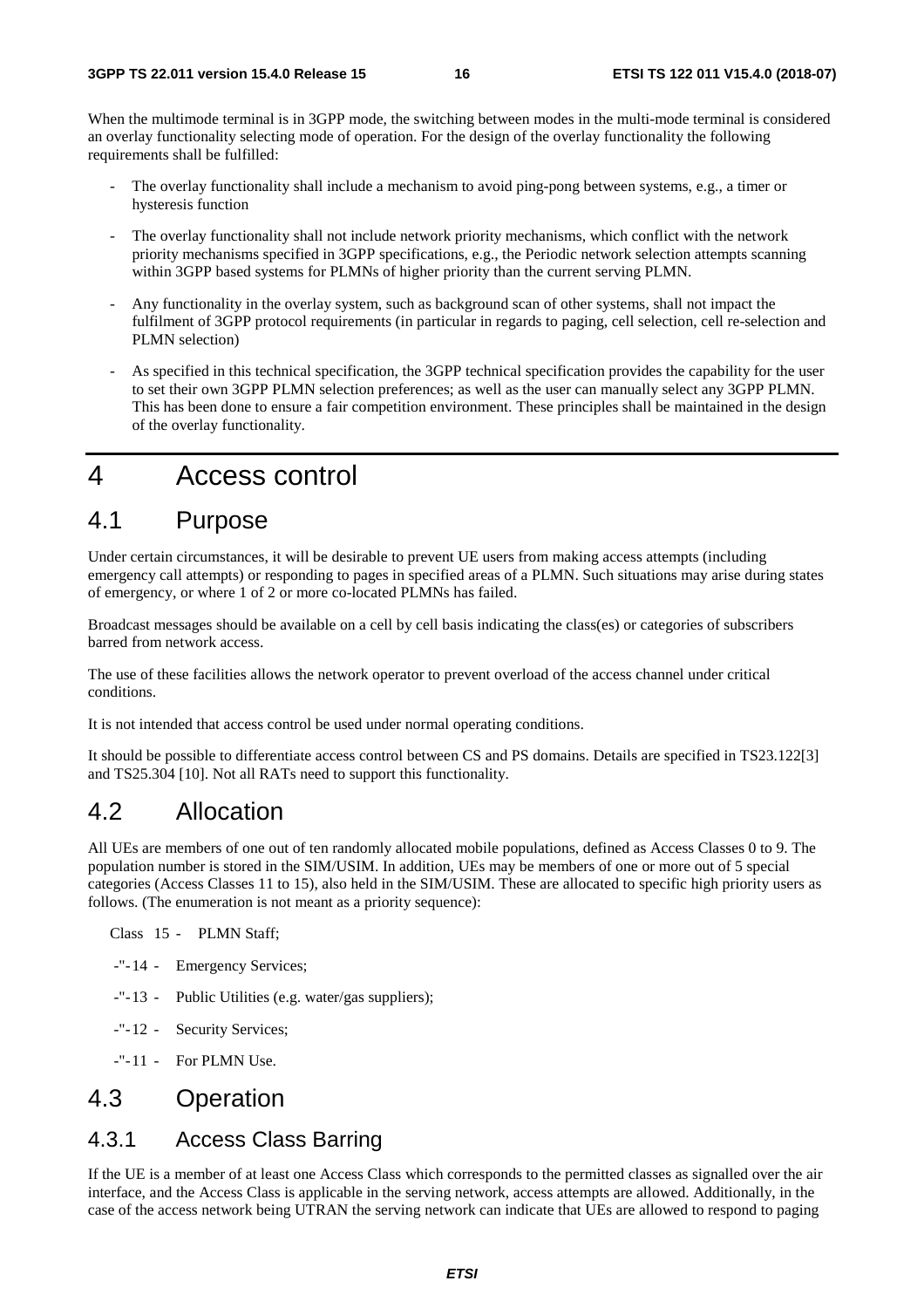When the multimode terminal is in 3GPP mode, the switching between modes in the multi-mode terminal is considered an overlay functionality selecting mode of operation. For the design of the overlay functionality the following requirements shall be fulfilled:

- The overlay functionality shall include a mechanism to avoid ping-pong between systems, e.g., a timer or hysteresis function
- The overlay functionality shall not include network priority mechanisms, which conflict with the network priority mechanisms specified in 3GPP specifications, e.g., the Periodic network selection attempts scanning within 3GPP based systems for PLMNs of higher priority than the current serving PLMN.
- Any functionality in the overlay system, such as background scan of other systems, shall not impact the fulfilment of 3GPP protocol requirements (in particular in regards to paging, cell selection, cell re-selection and PLMN selection)
- As specified in this technical specification, the 3GPP technical specification provides the capability for the user to set their own 3GPP PLMN selection preferences; as well as the user can manually select any 3GPP PLMN. This has been done to ensure a fair competition environment. These principles shall be maintained in the design of the overlay functionality.

# 4 Access control

## 4.1 Purpose

Under certain circumstances, it will be desirable to prevent UE users from making access attempts (including emergency call attempts) or responding to pages in specified areas of a PLMN. Such situations may arise during states of emergency, or where 1 of 2 or more co-located PLMNs has failed.

Broadcast messages should be available on a cell by cell basis indicating the class(es) or categories of subscribers barred from network access.

The use of these facilities allows the network operator to prevent overload of the access channel under critical conditions.

It is not intended that access control be used under normal operating conditions.

It should be possible to differentiate access control between CS and PS domains. Details are specified in TS23.122[3] and TS25.304 [10]. Not all RATs need to support this functionality.

## 4.2 Allocation

All UEs are members of one out of ten randomly allocated mobile populations, defined as Access Classes 0 to 9. The population number is stored in the SIM/USIM. In addition, UEs may be members of one or more out of 5 special categories (Access Classes 11 to 15), also held in the SIM/USIM. These are allocated to specific high priority users as follows. (The enumeration is not meant as a priority sequence):

Class 15 - PLMN Staff;

-"-14 - Emergency Services;

-"-13 - Public Utilities (e.g. water/gas suppliers);

-"-12 - Security Services;

-"-11 - For PLMN Use.

## 4.3 Operation

### 4.3.1 Access Class Barring

If the UE is a member of at least one Access Class which corresponds to the permitted classes as signalled over the air interface, and the Access Class is applicable in the serving network, access attempts are allowed. Additionally, in the case of the access network being UTRAN the serving network can indicate that UEs are allowed to respond to paging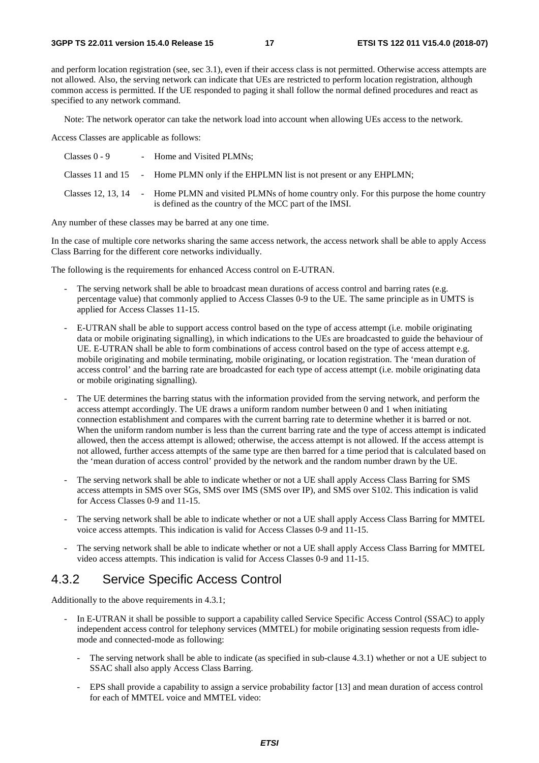and perform location registration (see, sec 3.1), even if their access class is not permitted. Otherwise access attempts are not allowed. Also, the serving network can indicate that UEs are restricted to perform location registration, although common access is permitted. If the UE responded to paging it shall follow the normal defined procedures and react as specified to any network command.

Note: The network operator can take the network load into account when allowing UEs access to the network.

Access Classes are applicable as follows:

| | | |
|---|---|---|
| Classes 0 - 9 | - | Home and Visited PLMNs; |
| Classes 11 and 15 | - | Home PLMN only if the EHPLMN list is not present or any EHPLMN; |
| Classes 12, 13, 14 | - | Home PLMN and visited PLMNs of home country only. For this purpose the home country is defined as the country of the MCC part of the IMSI. |

Any number of these classes may be barred at any one time.

In the case of multiple core networks sharing the same access network, the access network shall be able to apply Access Class Barring for the different core networks individually.

The following is the requirements for enhanced Access control on E-UTRAN.

- The serving network shall be able to broadcast mean durations of access control and barring rates (e.g. percentage value) that commonly applied to Access Classes 0-9 to the UE. The same principle as in UMTS is applied for Access Classes 11-15.
- E-UTRAN shall be able to support access control based on the type of access attempt (i.e. mobile originating data or mobile originating signalling), in which indications to the UEs are broadcasted to guide the behaviour of UE. E-UTRAN shall be able to form combinations of access control based on the type of access attempt e.g. mobile originating and mobile terminating, mobile originating, or location registration. The 'mean duration of access control' and the barring rate are broadcasted for each type of access attempt (i.e. mobile originating data or mobile originating signalling).
- The UE determines the barring status with the information provided from the serving network, and perform the access attempt accordingly. The UE draws a uniform random number between 0 and 1 when initiating connection establishment and compares with the current barring rate to determine whether it is barred or not. When the uniform random number is less than the current barring rate and the type of access attempt is indicated allowed, then the access attempt is allowed; otherwise, the access attempt is not allowed. If the access attempt is not allowed, further access attempts of the same type are then barred for a time period that is calculated based on the 'mean duration of access control' provided by the network and the random number drawn by the UE.
- The serving network shall be able to indicate whether or not a UE shall apply Access Class Barring for SMS access attempts in SMS over SGs, SMS over IMS (SMS over IP), and SMS over S102. This indication is valid for Access Classes 0-9 and 11-15.
- The serving network shall be able to indicate whether or not a UE shall apply Access Class Barring for MMTEL voice access attempts. This indication is valid for Access Classes 0-9 and 11-15.
- The serving network shall be able to indicate whether or not a UE shall apply Access Class Barring for MMTEL video access attempts. This indication is valid for Access Classes 0-9 and 11-15.

### 4.3.2 Service Specific Access Control

Additionally to the above requirements in 4.3.1;

- In E-UTRAN it shall be possible to support a capability called Service Specific Access Control (SSAC) to apply independent access control for telephony services (MMTEL) for mobile originating session requests from idle-mode and connected-mode as following:
  - The serving network shall be able to indicate (as specified in sub-clause 4.3.1) whether or not a UE subject to SSAC shall also apply Access Class Barring.
  - EPS shall provide a capability to assign a service probability factor [13] and mean duration of access control for each of MMTEL voice and MMTEL video: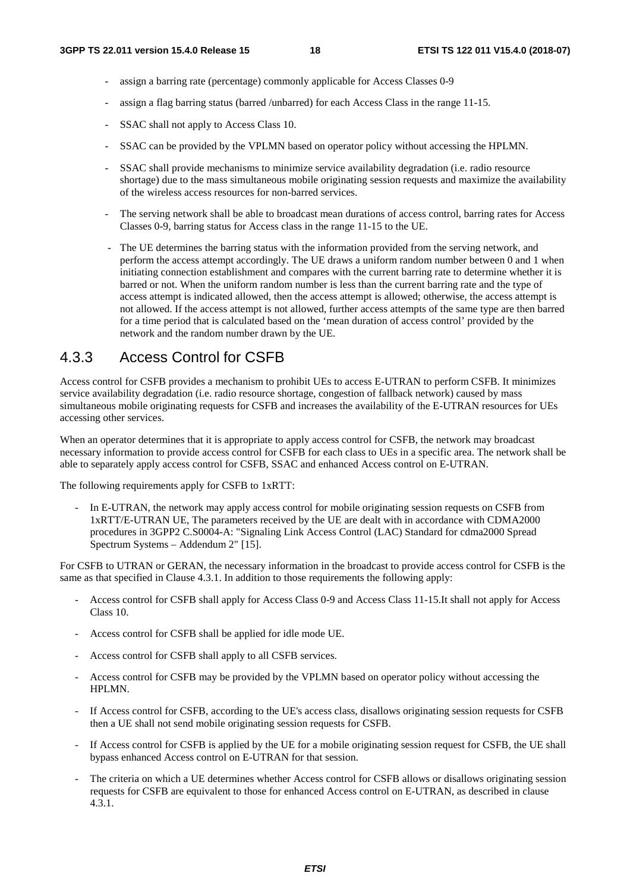- assign a barring rate (percentage) commonly applicable for Access Classes 0-9
- assign a flag barring status (barred /unbarred) for each Access Class in the range 11-15.
- SSAC shall not apply to Access Class 10.
- SSAC can be provided by the VPLMN based on operator policy without accessing the HPLMN.
- SSAC shall provide mechanisms to minimize service availability degradation (i.e. radio resource shortage) due to the mass simultaneous mobile originating session requests and maximize the availability of the wireless access resources for non-barred services.
- The serving network shall be able to broadcast mean durations of access control, barring rates for Access Classes 0-9, barring status for Access class in the range 11-15 to the UE.
- The UE determines the barring status with the information provided from the serving network, and perform the access attempt accordingly. The UE draws a uniform random number between 0 and 1 when initiating connection establishment and compares with the current barring rate to determine whether it is barred or not. When the uniform random number is less than the current barring rate and the type of access attempt is indicated allowed, then the access attempt is allowed; otherwise, the access attempt is not allowed. If the access attempt is not allowed, further access attempts of the same type are then barred for a time period that is calculated based on the 'mean duration of access control' provided by the network and the random number drawn by the UE.

### 4.3.3 Access Control for CSFB

Access control for CSFB provides a mechanism to prohibit UEs to access E-UTRAN to perform CSFB. It minimizes service availability degradation (i.e. radio resource shortage, congestion of fallback network) caused by mass simultaneous mobile originating requests for CSFB and increases the availability of the E-UTRAN resources for UEs accessing other services.

When an operator determines that it is appropriate to apply access control for CSFB, the network may broadcast necessary information to provide access control for CSFB for each class to UEs in a specific area. The network shall be able to separately apply access control for CSFB, SSAC and enhanced Access control on E-UTRAN.

The following requirements apply for CSFB to 1xRTT:

- In E-UTRAN, the network may apply access control for mobile originating session requests on CSFB from 1xRTT/E-UTRAN UE, The parameters received by the UE are dealt with in accordance with CDMA2000 procedures in 3GPP2 C.S0004-A: "Signaling Link Access Control (LAC) Standard for cdma2000 Spread Spectrum Systems – Addendum 2" [15].

For CSFB to UTRAN or GERAN, the necessary information in the broadcast to provide access control for CSFB is the same as that specified in Clause 4.3.1. In addition to those requirements the following apply:

- Access control for CSFB shall apply for Access Class 0-9 and Access Class 11-15.It shall not apply for Access Class 10.
- Access control for CSFB shall be applied for idle mode UE.
- Access control for CSFB shall apply to all CSFB services.
- Access control for CSFB may be provided by the VPLMN based on operator policy without accessing the HPLMN.
- If Access control for CSFB, according to the UE's access class, disallows originating session requests for CSFB then a UE shall not send mobile originating session requests for CSFB.
- If Access control for CSFB is applied by the UE for a mobile originating session request for CSFB, the UE shall bypass enhanced Access control on E-UTRAN for that session.
- The criteria on which a UE determines whether Access control for CSFB allows or disallows originating session requests for CSFB are equivalent to those for enhanced Access control on E-UTRAN, as described in clause 4.3.1.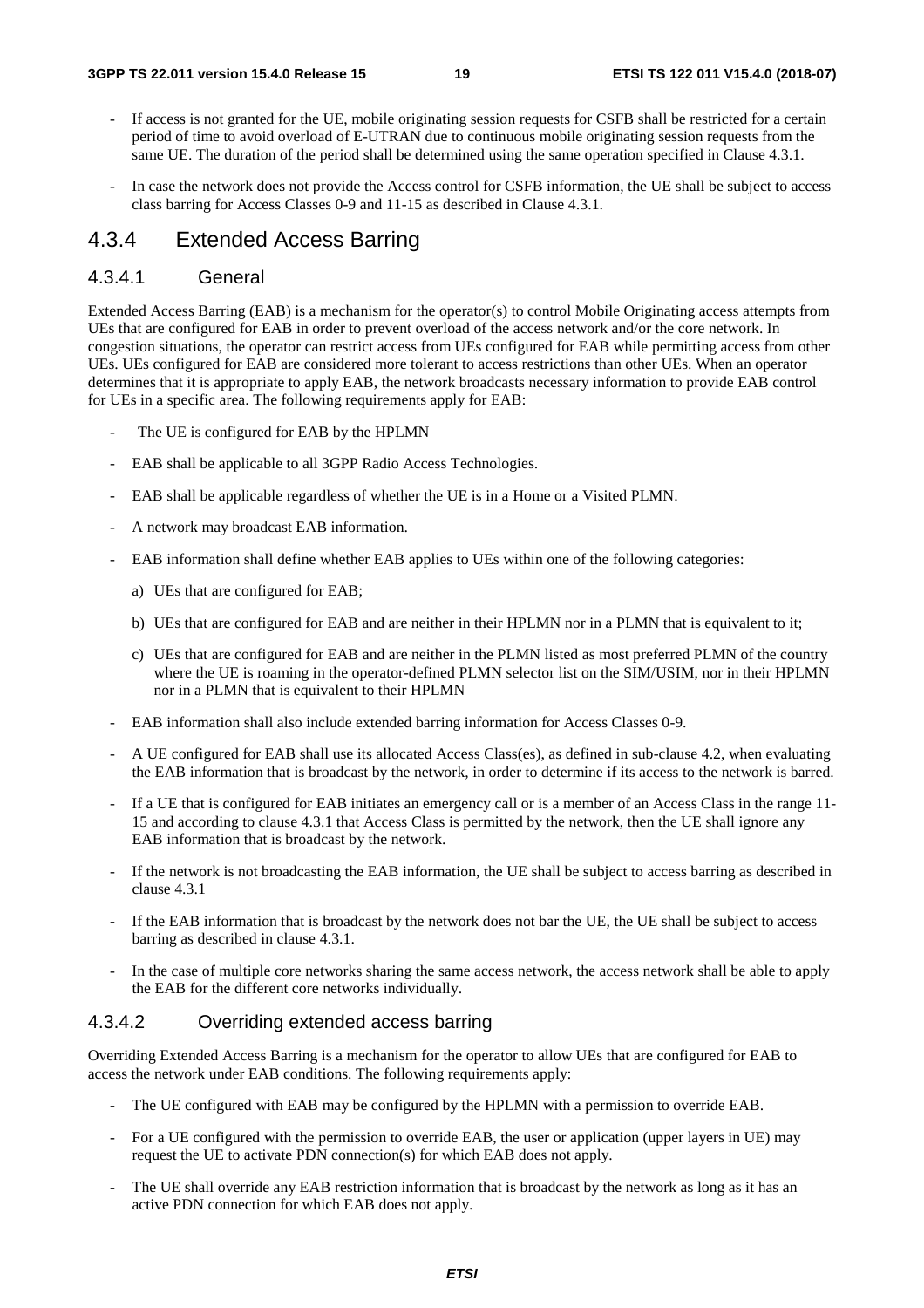- If access is not granted for the UE, mobile originating session requests for CSFB shall be restricted for a certain period of time to avoid overload of E-UTRAN due to continuous mobile originating session requests from the same UE. The duration of the period shall be determined using the same operation specified in Clause 4.3.1.
- In case the network does not provide the Access control for CSFB information, the UE shall be subject to access class barring for Access Classes 0-9 and 11-15 as described in Clause 4.3.1.

### 4.3.4 Extended Access Barring

#### 4.3.4.1 General

Extended Access Barring (EAB) is a mechanism for the operator(s) to control Mobile Originating access attempts from UEs that are configured for EAB in order to prevent overload of the access network and/or the core network. In congestion situations, the operator can restrict access from UEs configured for EAB while permitting access from other UEs. UEs configured for EAB are considered more tolerant to access restrictions than other UEs. When an operator determines that it is appropriate to apply EAB, the network broadcasts necessary information to provide EAB control for UEs in a specific area. The following requirements apply for EAB:

- The UE is configured for EAB by the HPLMN
- EAB shall be applicable to all 3GPP Radio Access Technologies.
- EAB shall be applicable regardless of whether the UE is in a Home or a Visited PLMN.
- A network may broadcast EAB information.
- EAB information shall define whether EAB applies to UEs within one of the following categories:
  a) UEs that are configured for EAB;
  b) UEs that are configured for EAB and are neither in their HPLMN nor in a PLMN that is equivalent to it;
  c) UEs that are configured for EAB and are neither in the PLMN listed as most preferred PLMN of the country where the UE is roaming in the operator-defined PLMN selector list on the SIM/USIM, nor in their HPLMN nor in a PLMN that is equivalent to their HPLMN
- EAB information shall also include extended barring information for Access Classes 0-9.
- A UE configured for EAB shall use its allocated Access Class(es), as defined in sub-clause 4.2, when evaluating the EAB information that is broadcast by the network, in order to determine if its access to the network is barred.
- If a UE that is configured for EAB initiates an emergency call or is a member of an Access Class in the range 11-15 and according to clause 4.3.1 that Access Class is permitted by the network, then the UE shall ignore any EAB information that is broadcast by the network.
- If the network is not broadcasting the EAB information, the UE shall be subject to access barring as described in clause 4.3.1
- If the EAB information that is broadcast by the network does not bar the UE, the UE shall be subject to access barring as described in clause 4.3.1.
- In the case of multiple core networks sharing the same access network, the access network shall be able to apply the EAB for the different core networks individually.

#### 4.3.4.2 Overriding extended access barring

Overriding Extended Access Barring is a mechanism for the operator to allow UEs that are configured for EAB to access the network under EAB conditions. The following requirements apply:

- The UE configured with EAB may be configured by the HPLMN with a permission to override EAB.
- For a UE configured with the permission to override EAB, the user or application (upper layers in UE) may request the UE to activate PDN connection(s) for which EAB does not apply.
- The UE shall override any EAB restriction information that is broadcast by the network as long as it has an active PDN connection for which EAB does not apply.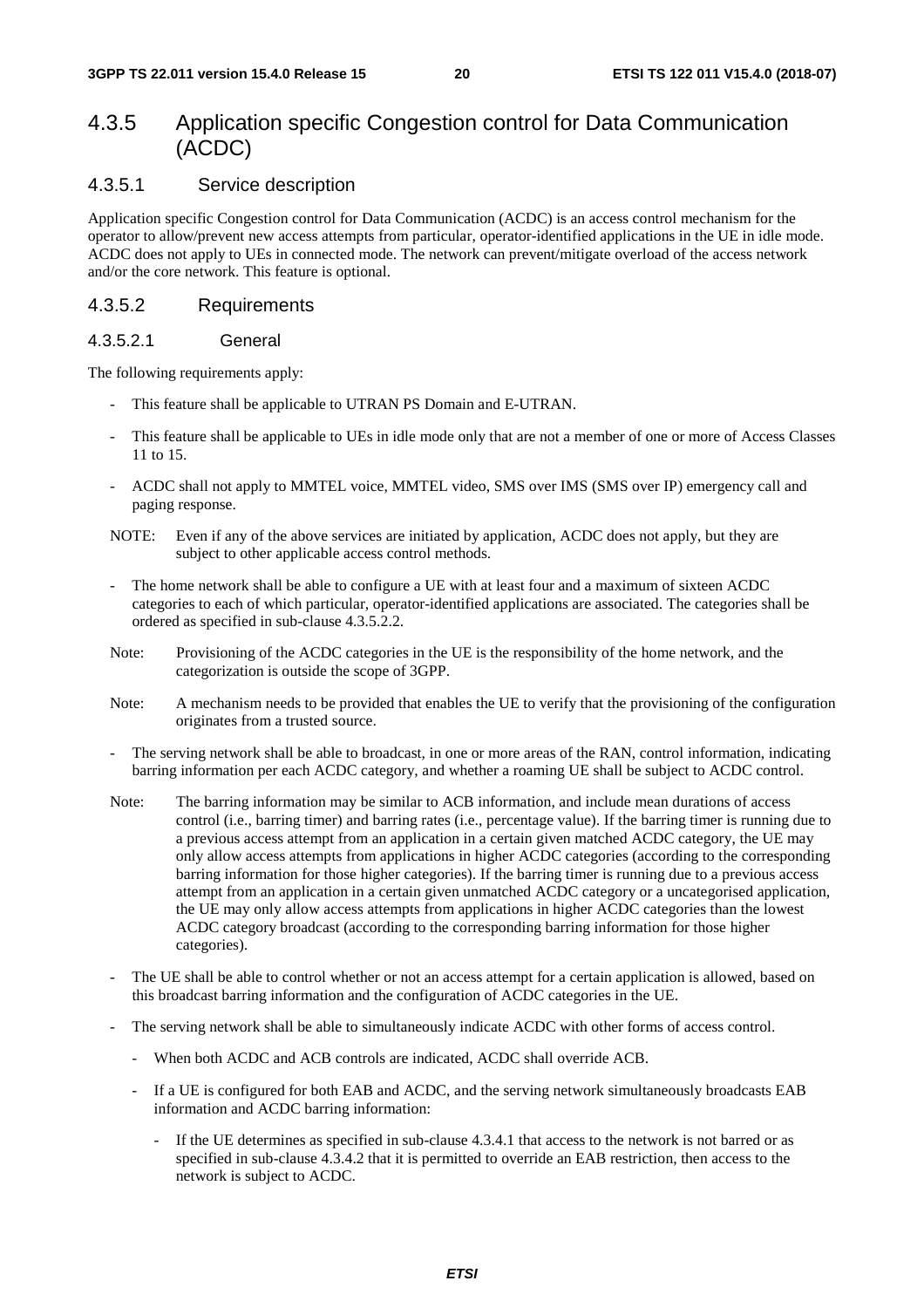## 4.3.5 Application specific Congestion control for Data Communication (ACDC)

### 4.3.5.1 Service description

Application specific Congestion control for Data Communication (ACDC) is an access control mechanism for the operator to allow/prevent new access attempts from particular, operator-identified applications in the UE in idle mode. ACDC does not apply to UEs in connected mode. The network can prevent/mitigate overload of the access network and/or the core network. This feature is optional.

### 4.3.5.2 Requirements

#### 4.3.5.2.1 General

The following requirements apply:

- This feature shall be applicable to UTRAN PS Domain and E-UTRAN.
- This feature shall be applicable to UEs in idle mode only that are not a member of one or more of Access Classes 11 to 15.
- ACDC shall not apply to MMTEL voice, MMTEL video, SMS over IMS (SMS over IP) emergency call and paging response.

NOTE: Even if any of the above services are initiated by application, ACDC does not apply, but they are subject to other applicable access control methods.

- The home network shall be able to configure a UE with at least four and a maximum of sixteen ACDC categories to each of which particular, operator-identified applications are associated. The categories shall be ordered as specified in sub-clause 4.3.5.2.2.

Note: Provisioning of the ACDC categories in the UE is the responsibility of the home network, and the categorization is outside the scope of 3GPP.

Note: A mechanism needs to be provided that enables the UE to verify that the provisioning of the configuration originates from a trusted source.

- The serving network shall be able to broadcast, in one or more areas of the RAN, control information, indicating barring information per each ACDC category, and whether a roaming UE shall be subject to ACDC control.

Note: The barring information may be similar to ACB information, and include mean durations of access control (i.e., barring timer) and barring rates (i.e., percentage value). If the barring timer is running due to a previous access attempt from an application in a certain given matched ACDC category, the UE may only allow access attempts from applications in higher ACDC categories (according to the corresponding barring information for those higher categories). If the barring timer is running due to a previous access attempt from an application in a certain given unmatched ACDC category or a uncategorised application, the UE may only allow access attempts from applications in higher ACDC categories than the lowest ACDC category broadcast (according to the corresponding barring information for those higher categories).

- The UE shall be able to control whether or not an access attempt for a certain application is allowed, based on this broadcast barring information and the configuration of ACDC categories in the UE.
- The serving network shall be able to simultaneously indicate ACDC with other forms of access control.
  - When both ACDC and ACB controls are indicated, ACDC shall override ACB.
  - If a UE is configured for both EAB and ACDC, and the serving network simultaneously broadcasts EAB information and ACDC barring information:
    - If the UE determines as specified in sub-clause 4.3.4.1 that access to the network is not barred or as specified in sub-clause 4.3.4.2 that it is permitted to override an EAB restriction, then access to the network is subject to ACDC.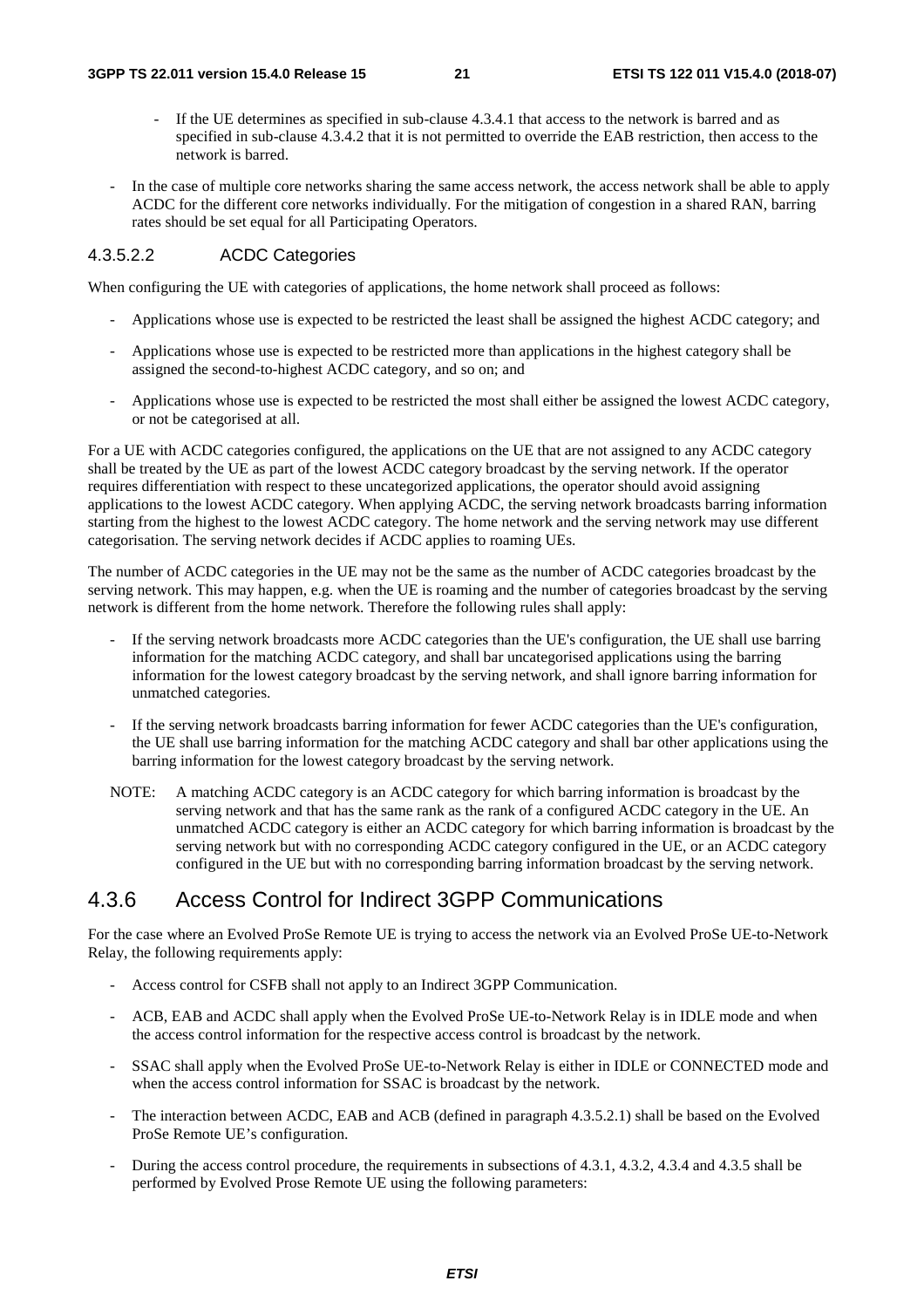- If the UE determines as specified in sub-clause 4.3.4.1 that access to the network is barred and as specified in sub-clause 4.3.4.2 that it is not permitted to override the EAB restriction, then access to the network is barred.

- In the case of multiple core networks sharing the same access network, the access network shall be able to apply ACDC for the different core networks individually. For the mitigation of congestion in a shared RAN, barring rates should be set equal for all Participating Operators.

#### 4.3.5.2.2 ACDC Categories

When configuring the UE with categories of applications, the home network shall proceed as follows:

- Applications whose use is expected to be restricted the least shall be assigned the highest ACDC category; and

- Applications whose use is expected to be restricted more than applications in the highest category shall be assigned the second-to-highest ACDC category, and so on; and

- Applications whose use is expected to be restricted the most shall either be assigned the lowest ACDC category, or not be categorised at all.

For a UE with ACDC categories configured, the applications on the UE that are not assigned to any ACDC category shall be treated by the UE as part of the lowest ACDC category broadcast by the serving network. If the operator requires differentiation with respect to these uncategorized applications, the operator should avoid assigning applications to the lowest ACDC category. When applying ACDC, the serving network broadcasts barring information starting from the highest to the lowest ACDC category. The home network and the serving network may use different categorisation. The serving network decides if ACDC applies to roaming UEs.

The number of ACDC categories in the UE may not be the same as the number of ACDC categories broadcast by the serving network. This may happen, e.g. when the UE is roaming and the number of categories broadcast by the serving network is different from the home network. Therefore the following rules shall apply:

- If the serving network broadcasts more ACDC categories than the UE's configuration, the UE shall use barring information for the matching ACDC category, and shall bar uncategorised applications using the barring information for the lowest category broadcast by the serving network, and shall ignore barring information for unmatched categories.

- If the serving network broadcasts barring information for fewer ACDC categories than the UE's configuration, the UE shall use barring information for the matching ACDC category and shall bar other applications using the barring information for the lowest category broadcast by the serving network.

NOTE: A matching ACDC category is an ACDC category for which barring information is broadcast by the serving network and that has the same rank as the rank of a configured ACDC category in the UE. An unmatched ACDC category is either an ACDC category for which barring information is broadcast by the serving network but with no corresponding ACDC category configured in the UE, or an ACDC category configured in the UE but with no corresponding barring information broadcast by the serving network.

## 4.3.6 Access Control for Indirect 3GPP Communications

For the case where an Evolved ProSe Remote UE is trying to access the network via an Evolved ProSe UE-to-Network Relay, the following requirements apply:

- Access control for CSFB shall not apply to an Indirect 3GPP Communication.

- ACB, EAB and ACDC shall apply when the Evolved ProSe UE-to-Network Relay is in IDLE mode and when the access control information for the respective access control is broadcast by the network.

- SSAC shall apply when the Evolved ProSe UE-to-Network Relay is either in IDLE or CONNECTED mode and when the access control information for SSAC is broadcast by the network.

- The interaction between ACDC, EAB and ACB (defined in paragraph 4.3.5.2.1) shall be based on the Evolved ProSe Remote UE's configuration.

- During the access control procedure, the requirements in subsections of 4.3.1, 4.3.2, 4.3.4 and 4.3.5 shall be performed by Evolved Prose Remote UE using the following parameters: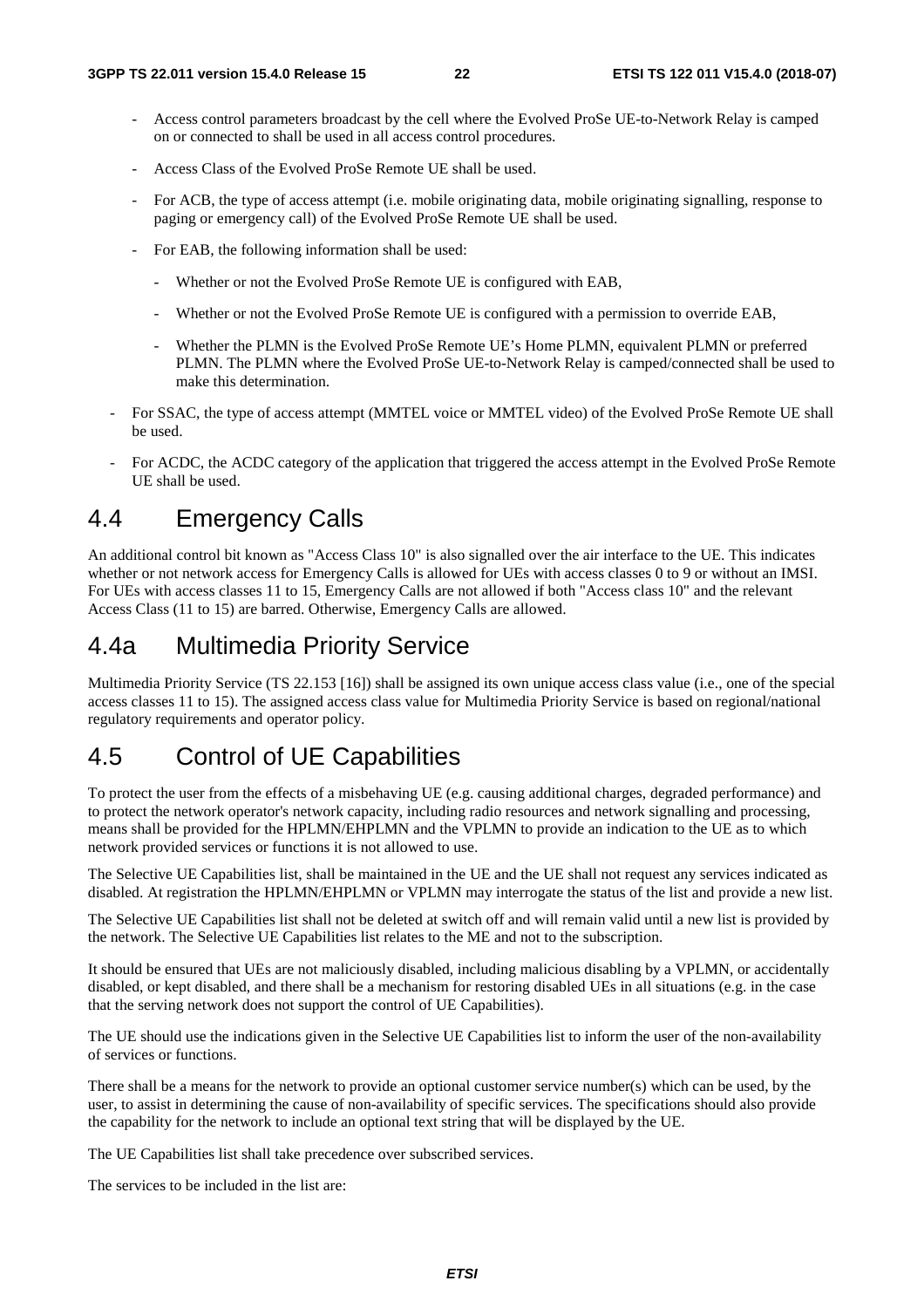- Access control parameters broadcast by the cell where the Evolved ProSe UE-to-Network Relay is camped on or connected to shall be used in all access control procedures.
- Access Class of the Evolved ProSe Remote UE shall be used.
- For ACB, the type of access attempt (i.e. mobile originating data, mobile originating signalling, response to paging or emergency call) of the Evolved ProSe Remote UE shall be used.
- For EAB, the following information shall be used:
    - Whether or not the Evolved ProSe Remote UE is configured with EAB,
    - Whether or not the Evolved ProSe Remote UE is configured with a permission to override EAB,
    - Whether the PLMN is the Evolved ProSe Remote UE's Home PLMN, equivalent PLMN or preferred PLMN. The PLMN where the Evolved ProSe UE-to-Network Relay is camped/connected shall be used to make this determination.
- For SSAC, the type of access attempt (MMTEL voice or MMTEL video) of the Evolved ProSe Remote UE shall be used.
- For ACDC, the ACDC category of the application that triggered the access attempt in the Evolved ProSe Remote UE shall be used.

# 4.4 Emergency Calls

An additional control bit known as "Access Class 10" is also signalled over the air interface to the UE. This indicates whether or not network access for Emergency Calls is allowed for UEs with access classes 0 to 9 or without an IMSI. For UEs with access classes 11 to 15, Emergency Calls are not allowed if both "Access class 10" and the relevant Access Class (11 to 15) are barred. Otherwise, Emergency Calls are allowed.

# 4.4a Multimedia Priority Service

Multimedia Priority Service (TS 22.153 [16]) shall be assigned its own unique access class value (i.e., one of the special access classes 11 to 15). The assigned access class value for Multimedia Priority Service is based on regional/national regulatory requirements and operator policy.

# 4.5 Control of UE Capabilities

To protect the user from the effects of a misbehaving UE (e.g. causing additional charges, degraded performance) and to protect the network operator's network capacity, including radio resources and network signalling and processing, means shall be provided for the HPLMN/EHPLMN and the VPLMN to provide an indication to the UE as to which network provided services or functions it is not allowed to use.

The Selective UE Capabilities list, shall be maintained in the UE and the UE shall not request any services indicated as disabled. At registration the HPLMN/EHPLMN or VPLMN may interrogate the status of the list and provide a new list.

The Selective UE Capabilities list shall not be deleted at switch off and will remain valid until a new list is provided by the network. The Selective UE Capabilities list relates to the ME and not to the subscription.

It should be ensured that UEs are not maliciously disabled, including malicious disabling by a VPLMN, or accidentally disabled, or kept disabled, and there shall be a mechanism for restoring disabled UEs in all situations (e.g. in the case that the serving network does not support the control of UE Capabilities).

The UE should use the indications given in the Selective UE Capabilities list to inform the user of the non-availability of services or functions.

There shall be a means for the network to provide an optional customer service number(s) which can be used, by the user, to assist in determining the cause of non-availability of specific services. The specifications should also provide the capability for the network to include an optional text string that will be displayed by the UE.

The UE Capabilities list shall take precedence over subscribed services.

The services to be included in the list are: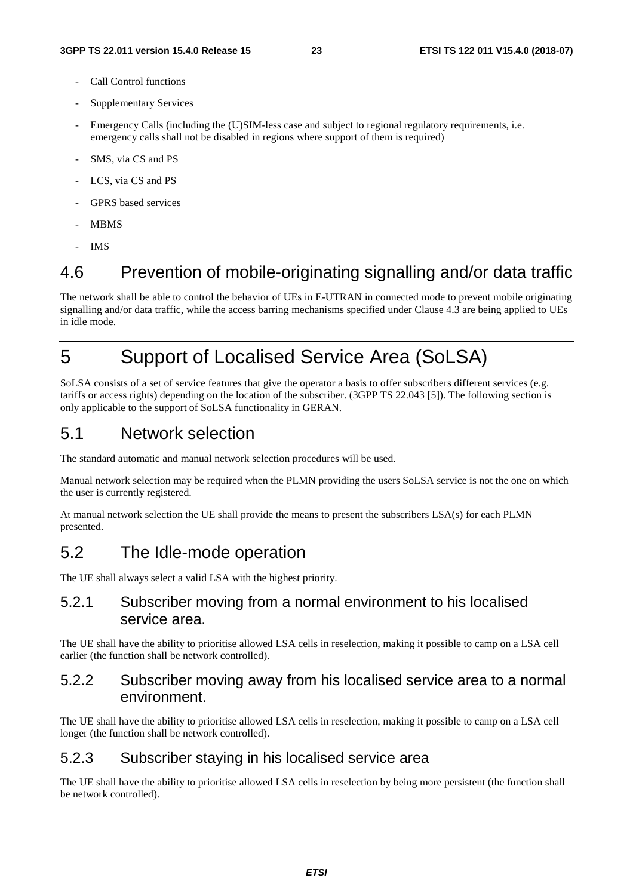- Call Control functions
- Supplementary Services
- Emergency Calls (including the (U)SIM-less case and subject to regional regulatory requirements, i.e. emergency calls shall not be disabled in regions where support of them is required)
- SMS, via CS and PS
- LCS, via CS and PS
- GPRS based services
- MBMS
- IMS

## 4.6 Prevention of mobile-originating signalling and/or data traffic

The network shall be able to control the behavior of UEs in E-UTRAN in connected mode to prevent mobile originating signalling and/or data traffic, while the access barring mechanisms specified under Clause 4.3 are being applied to UEs in idle mode.

# 5 Support of Localised Service Area (SoLSA)

SoLSA consists of a set of service features that give the operator a basis to offer subscribers different services (e.g. tariffs or access rights) depending on the location of the subscriber. (3GPP TS 22.043 [5]). The following section is only applicable to the support of SoLSA functionality in GERAN.

## 5.1 Network selection

The standard automatic and manual network selection procedures will be used.

Manual network selection may be required when the PLMN providing the users SoLSA service is not the one on which the user is currently registered.

At manual network selection the UE shall provide the means to present the subscribers LSA(s) for each PLMN presented.

## 5.2 The Idle-mode operation

The UE shall always select a valid LSA with the highest priority.

### 5.2.1 Subscriber moving from a normal environment to his localised service area.

The UE shall have the ability to prioritise allowed LSA cells in reselection, making it possible to camp on a LSA cell earlier (the function shall be network controlled).

### 5.2.2 Subscriber moving away from his localised service area to a normal environment.

The UE shall have the ability to prioritise allowed LSA cells in reselection, making it possible to camp on a LSA cell longer (the function shall be network controlled).

### 5.2.3 Subscriber staying in his localised service area

The UE shall have the ability to prioritise allowed LSA cells in reselection by being more persistent (the function shall be network controlled).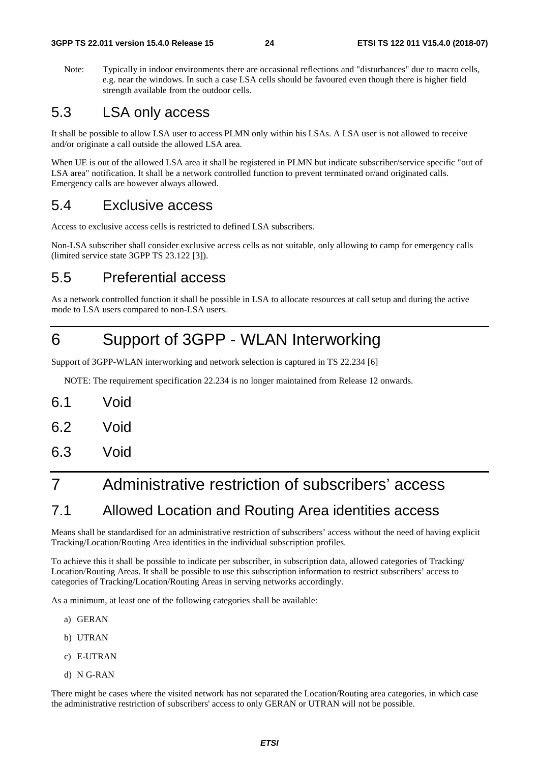Note: Typically in indoor environments there are occasional reflections and "disturbances" due to macro cells, e.g. near the windows. In such a case LSA cells should be favoured even though there is higher field strength available from the outdoor cells.

## 5.3 LSA only access

It shall be possible to allow LSA user to access PLMN only within his LSAs. A LSA user is not allowed to receive and/or originate a call outside the allowed LSA area.

When UE is out of the allowed LSA area it shall be registered in PLMN but indicate subscriber/service specific "out of LSA area" notification. It shall be a network controlled function to prevent terminated or/and originated calls. Emergency calls are however always allowed.

## 5.4 Exclusive access

Access to exclusive access cells is restricted to defined LSA subscribers.

Non-LSA subscriber shall consider exclusive access cells as not suitable, only allowing to camp for emergency calls (limited service state 3GPP TS 23.122 [3]).

## 5.5 Preferential access

As a network controlled function it shall be possible in LSA to allocate resources at call setup and during the active mode to LSA users compared to non-LSA users.

# 6 Support of 3GPP - WLAN Interworking

Support of 3GPP-WLAN interworking and network selection is captured in TS 22.234 [6]

NOTE: The requirement specification 22.234 is no longer maintained from Release 12 onwards.

## 6.1 Void

## 6.2 Void

## 6.3 Void

# 7 Administrative restriction of subscribers' access

## 7.1 Allowed Location and Routing Area identities access

Means shall be standardised for an administrative restriction of subscribers' access without the need of having explicit Tracking/Location/Routing Area identities in the individual subscription profiles.

To achieve this it shall be possible to indicate per subscriber, in subscription data, allowed categories of Tracking/ Location/Routing Areas. It shall be possible to use this subscription information to restrict subscribers' access to categories of Tracking/Location/Routing Areas in serving networks accordingly.

As a minimum, at least one of the following categories shall be available:

a) GERAN

b) UTRAN

c) E-UTRAN

d) N G-RAN

There might be cases where the visited network has not separated the Location/Routing area categories, in which case the administrative restriction of subscribers' access to only GERAN or UTRAN will not be possible.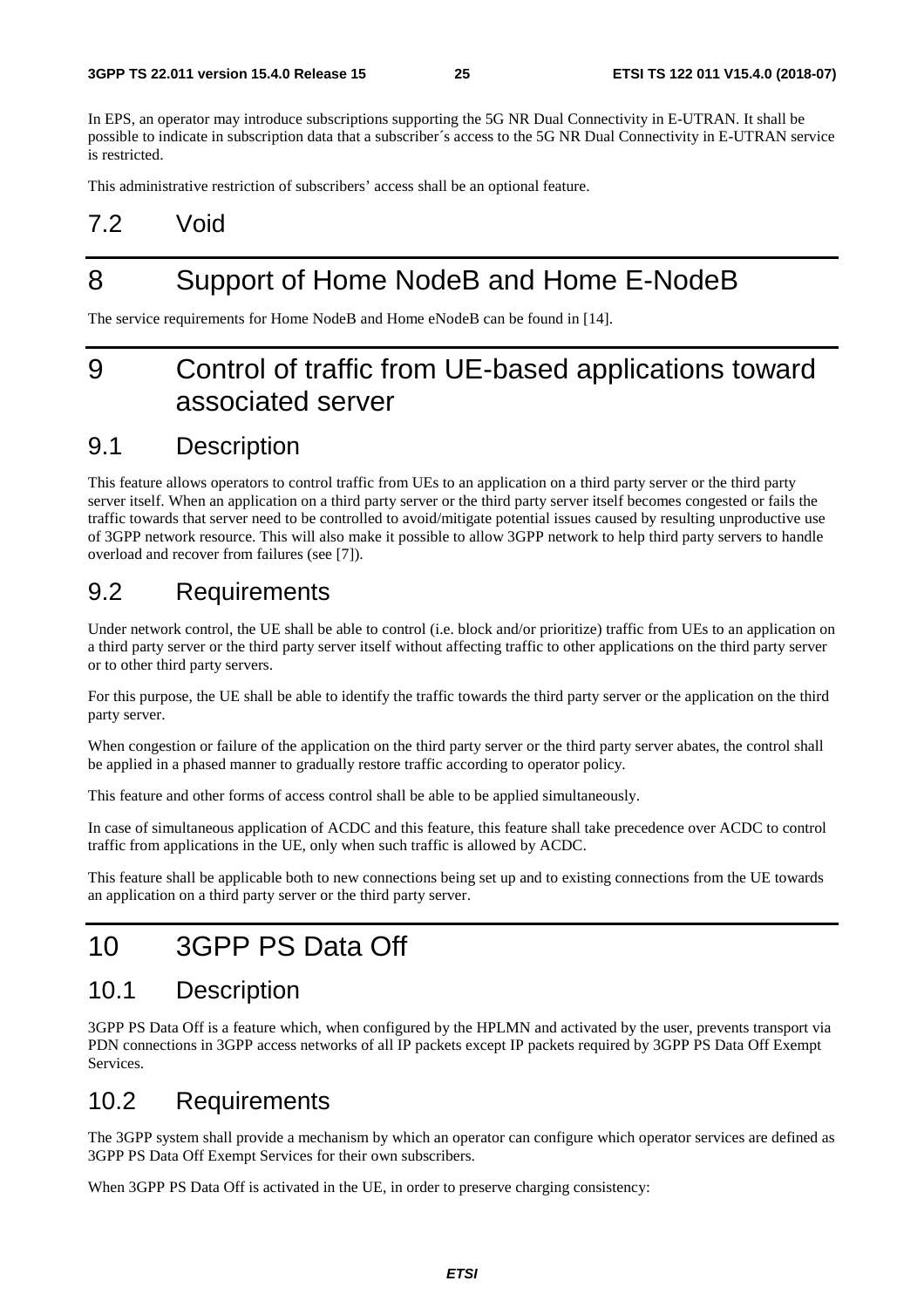In EPS, an operator may introduce subscriptions supporting the 5G NR Dual Connectivity in E-UTRAN. It shall be possible to indicate in subscription data that a subscriber´s access to the 5G NR Dual Connectivity in E-UTRAN service is restricted.

This administrative restriction of subscribers' access shall be an optional feature.

## 7.2 Void

# 8 Support of Home NodeB and Home E-NodeB

The service requirements for Home NodeB and Home eNodeB can be found in [14].

# 9 Control of traffic from UE-based applications toward associated server

## 9.1 Description

This feature allows operators to control traffic from UEs to an application on a third party server or the third party server itself. When an application on a third party server or the third party server itself becomes congested or fails the traffic towards that server need to be controlled to avoid/mitigate potential issues caused by resulting unproductive use of 3GPP network resource. This will also make it possible to allow 3GPP network to help third party servers to handle overload and recover from failures (see [7]).

## 9.2 Requirements

Under network control, the UE shall be able to control (i.e. block and/or prioritize) traffic from UEs to an application on a third party server or the third party server itself without affecting traffic to other applications on the third party server or to other third party servers.

For this purpose, the UE shall be able to identify the traffic towards the third party server or the application on the third party server.

When congestion or failure of the application on the third party server or the third party server abates, the control shall be applied in a phased manner to gradually restore traffic according to operator policy.

This feature and other forms of access control shall be able to be applied simultaneously.

In case of simultaneous application of ACDC and this feature, this feature shall take precedence over ACDC to control traffic from applications in the UE, only when such traffic is allowed by ACDC.

This feature shall be applicable both to new connections being set up and to existing connections from the UE towards an application on a third party server or the third party server.

# 10 3GPP PS Data Off

## 10.1 Description

3GPP PS Data Off is a feature which, when configured by the HPLMN and activated by the user, prevents transport via PDN connections in 3GPP access networks of all IP packets except IP packets required by 3GPP PS Data Off Exempt Services.

## 10.2 Requirements

The 3GPP system shall provide a mechanism by which an operator can configure which operator services are defined as 3GPP PS Data Off Exempt Services for their own subscribers.

When 3GPP PS Data Off is activated in the UE, in order to preserve charging consistency: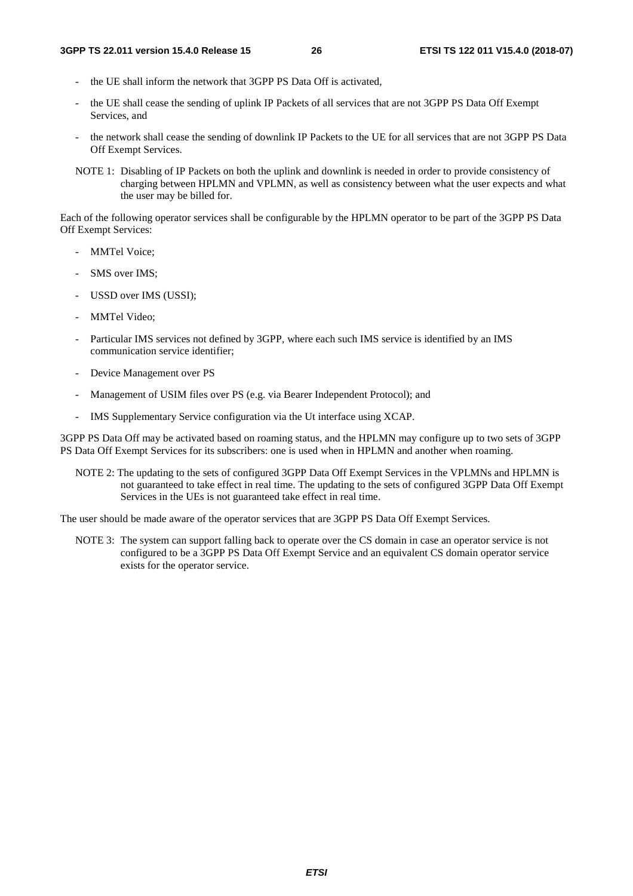- the UE shall inform the network that 3GPP PS Data Off is activated,
- the UE shall cease the sending of uplink IP Packets of all services that are not 3GPP PS Data Off Exempt Services, and
- the network shall cease the sending of downlink IP Packets to the UE for all services that are not 3GPP PS Data Off Exempt Services.

NOTE 1: Disabling of IP Packets on both the uplink and downlink is needed in order to provide consistency of charging between HPLMN and VPLMN, as well as consistency between what the user expects and what the user may be billed for.

Each of the following operator services shall be configurable by the HPLMN operator to be part of the 3GPP PS Data Off Exempt Services:

- MMTel Voice;
- SMS over IMS;
- USSD over IMS (USSI);
- MMTel Video;
- Particular IMS services not defined by 3GPP, where each such IMS service is identified by an IMS communication service identifier;
- Device Management over PS
- Management of USIM files over PS (e.g. via Bearer Independent Protocol); and
- IMS Supplementary Service configuration via the Ut interface using XCAP.

3GPP PS Data Off may be activated based on roaming status, and the HPLMN may configure up to two sets of 3GPP PS Data Off Exempt Services for its subscribers: one is used when in HPLMN and another when roaming.

NOTE 2: The updating to the sets of configured 3GPP Data Off Exempt Services in the VPLMNs and HPLMN is not guaranteed to take effect in real time. The updating to the sets of configured 3GPP Data Off Exempt Services in the UEs is not guaranteed take effect in real time.

The user should be made aware of the operator services that are 3GPP PS Data Off Exempt Services.

NOTE 3: The system can support falling back to operate over the CS domain in case an operator service is not configured to be a 3GPP PS Data Off Exempt Service and an equivalent CS domain operator service exists for the operator service.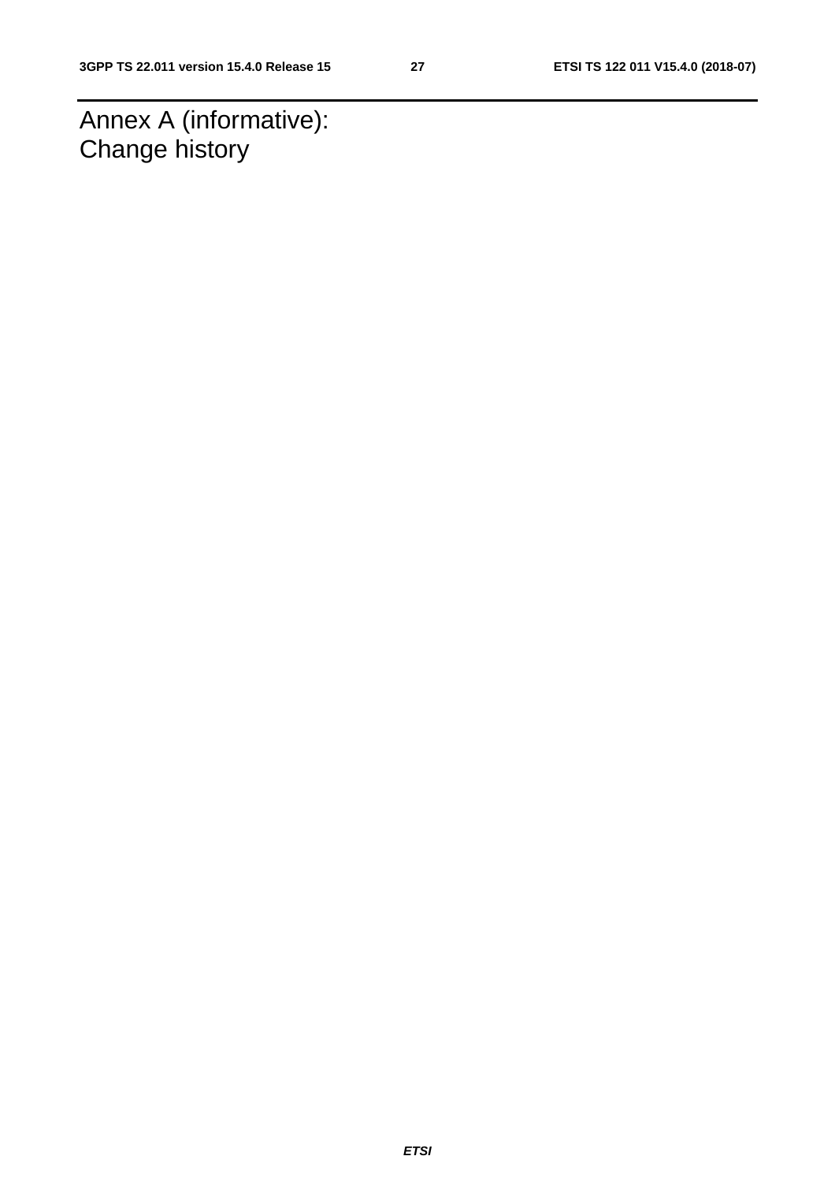# Annex A (informative): Change history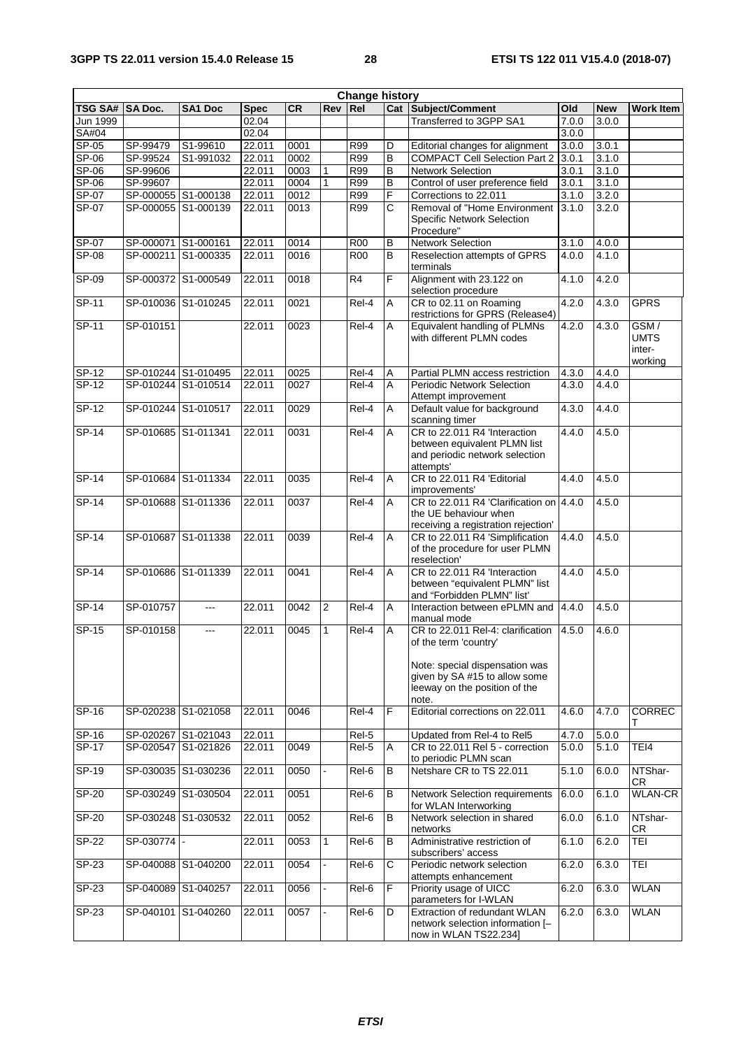| Change history | | | | | | | | | | | |
|---|---|---|---|---|---|---|---|---|---|---|---|
| TSG SA# | SA Doc. | SA1 Doc | Spec | CR | Rev | Rel | Cat | Subject/Comment | Old | New | Work Item |
| Jun 1999 | | | 02.04 | | | | | Transferred to 3GPP SA1 | 7.0.0 | 3.0.0 | |
| SA#04 | | | 02.04 | | | | | | 3.0.0 | | |
| SP-05 | SP-99479 | S1-99610 | 22.011 | 0001 | | R99 | D | Editorial changes for alignment | 3.0.0 | 3.0.1 | |
| SP-06 | SP-99524 | S1-991032 | 22.011 | 0002 | | R99 | B | COMPACT Cell Selection Part 2 | 3.0.1 | 3.1.0 | |
| SP-06 | SP-99606 | | 22.011 | 0003 | 1 | R99 | B | Network Selection | 3.0.1 | 3.1.0 | |
| SP-06 | SP-99607 | | 22.011 | 0004 | 1 | R99 | B | Control of user preference field | 3.0.1 | 3.1.0 | |
| SP-07 | SP-000055 | S1-000138 | 22.011 | 0012 | | R99 | F | Corrections to 22.011 | 3.1.0 | 3.2.0 | |
| SP-07 | SP-000055 | S1-000139 | 22.011 | 0013 | | R99 | C | Removal of "Home Environment Specific Network Selection Procedure" | 3.1.0 | 3.2.0 | |
| SP-07 | SP-000071 | S1-000161 | 22.011 | 0014 | | R00 | B | Network Selection | 3.1.0 | 4.0.0 | |
| SP-08 | SP-000211 | S1-000335 | 22.011 | 0016 | | R00 | B | Reselection attempts of GPRS terminals | 4.0.0 | 4.1.0 | |
| SP-09 | SP-000372 | S1-000549 | 22.011 | 0018 | | R4 | F | Alignment with 23.122 on selection procedure | 4.1.0 | 4.2.0 | |
| SP-11 | SP-010036 | S1-010245 | 22.011 | 0021 | | Rel-4 | A | CR to 02.11 on Roaming restrictions for GPRS (Release4) | 4.2.0 | 4.3.0 | GPRS |
| SP-11 | SP-010151 | | 22.011 | 0023 | | Rel-4 | A | Equivalent handling of PLMNs with different PLMN codes | 4.2.0 | 4.3.0 | GSM / UMTS inter-working |
| SP-12 | SP-010244 | S1-010495 | 22.011 | 0025 | | Rel-4 | A | Partial PLMN access restriction | 4.3.0 | 4.4.0 | |
| SP-12 | SP-010244 | S1-010514 | 22.011 | 0027 | | Rel-4 | A | Periodic Network Selection Attempt improvement | 4.3.0 | 4.4.0 | |
| SP-12 | SP-010244 | S1-010517 | 22.011 | 0029 | | Rel-4 | A | Default value for background scanning timer | 4.3.0 | 4.4.0 | |
| SP-14 | SP-010685 | S1-011341 | 22.011 | 0031 | | Rel-4 | A | CR to 22.011 R4 'Interaction between equivalent PLMN list and periodic network selection attempts' | 4.4.0 | 4.5.0 | |
| SP-14 | SP-010684 | S1-011334 | 22.011 | 0035 | | Rel-4 | A | CR to 22.011 R4 'Editorial improvements' | 4.4.0 | 4.5.0 | |
| SP-14 | SP-010688 | S1-011336 | 22.011 | 0037 | | Rel-4 | A | CR to 22.011 R4 'Clarification on the UE behaviour when receiving a registration rejection' | 4.4.0 | 4.5.0 | |
| SP-14 | SP-010687 | S1-011338 | 22.011 | 0039 | | Rel-4 | A | CR to 22.011 R4 'Simplification of the procedure for user PLMN reselection' | 4.4.0 | 4.5.0 | |
| SP-14 | SP-010686 | S1-011339 | 22.011 | 0041 | | Rel-4 | A | CR to 22.011 R4 'Interaction between "equivalent PLMN" list and "Forbidden PLMN" list' | 4.4.0 | 4.5.0 | |
| SP-14 | SP-010757 | --- | 22.011 | 0042 | 2 | Rel-4 | A | Interaction between ePLMN and manual mode | 4.4.0 | 4.5.0 | |
| SP-15 | SP-010158 | --- | 22.011 | 0045 | 1 | Rel-4 | A | CR to 22.011 Rel-4: clarification of the term 'country'<br><br>Note: special dispensation was given by SA #15 to allow some leeway on the position of the note. | 4.5.0 | 4.6.0 | |
| SP-16 | SP-020238 | S1-021058 | 22.011 | 0046 | | Rel-4 | F | Editorial corrections on 22.011 | 4.6.0 | 4.7.0 | CORRECT |
| SP-16 | SP-020267 | S1-021043 | 22.011 | | | Rel-5 | | Updated from Rel-4 to Rel5 | 4.7.0 | 5.0.0 | |
| SP-17 | SP-020547 | S1-021826 | 22.011 | 0049 | | Rel-5 | A | CR to 22.011 Rel 5 - correction to periodic PLMN scan | 5.0.0 | 5.1.0 | TEI4 |
| SP-19 | SP-030035 | S1-030236 | 22.011 | 0050 | - | Rel-6 | B | Netshare CR to TS 22.011 | 5.1.0 | 6.0.0 | NTShar-CR |
| SP-20 | SP-030249 | S1-030504 | 22.011 | 0051 | | Rel-6 | B | Network Selection requirements for WLAN Interworking | 6.0.0 | 6.1.0 | WLAN-CR |
| SP-20 | SP-030248 | S1-030532 | 22.011 | 0052 | | Rel-6 | B | Network selection in shared networks | 6.0.0 | 6.1.0 | NTshar-CR |
| SP-22 | SP-030774 | - | 22.011 | 0053 | 1 | Rel-6 | B | Administrative restriction of subscribers' access | 6.1.0 | 6.2.0 | TEI |
| SP-23 | SP-040088 | S1-040200 | 22.011 | 0054 | - | Rel-6 | C | Periodic network selection attempts enhancement | 6.2.0 | 6.3.0 | TEI |
| SP-23 | SP-040089 | S1-040257 | 22.011 | 0056 | - | Rel-6 | F | Priority usage of UICC parameters for I-WLAN | 6.2.0 | 6.3.0 | WLAN |
| SP-23 | SP-040101 | S1-040260 | 22.011 | 0057 | - | Rel-6 | D | Extraction of redundant WLAN network selection information [– now in WLAN TS22.234] | 6.2.0 | 6.3.0 | WLAN |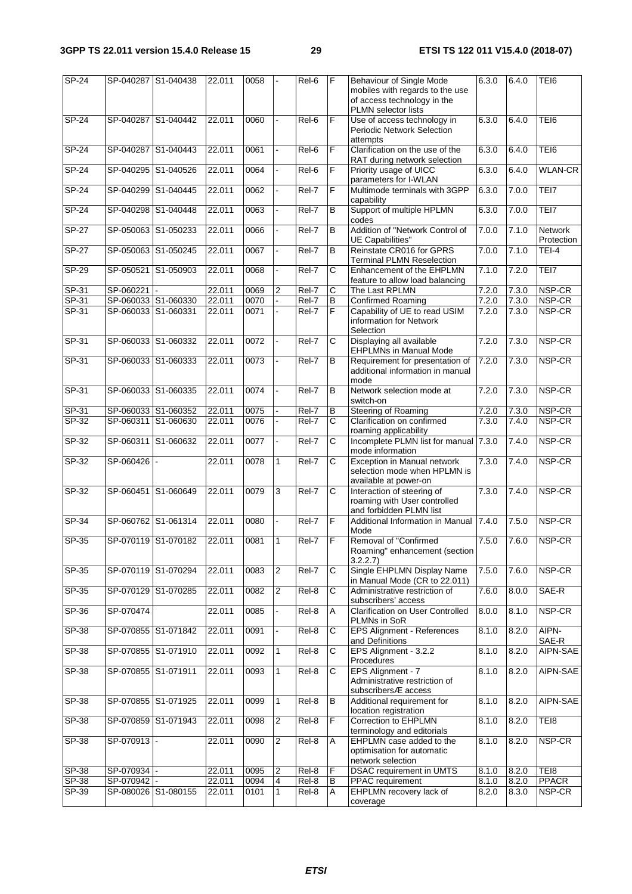| SP-24 | SP-040287 | S1-040438 | 22.011 | 0058 | - | Rel-6 | F | Behaviour of Single Mode mobiles with regards to the use of access technology in the PLMN selector lists | 6.3.0 | 6.4.0 | TEI6 |
|---|---|---|---|---|---|---|---|---|---|---|---|
| SP-24 | SP-040287 | S1-040442 | 22.011 | 0060 | - | Rel-6 | F | Use of access technology in Periodic Network Selection attempts | 6.3.0 | 6.4.0 | TEI6 |
| SP-24 | SP-040287 | S1-040443 | 22.011 | 0061 | - | Rel-6 | F | Clarification on the use of the RAT during network selection | 6.3.0 | 6.4.0 | TEI6 |
| SP-24 | SP-040295 | S1-040526 | 22.011 | 0064 | - | Rel-6 | F | Priority usage of UICC parameters for I-WLAN | 6.3.0 | 6.4.0 | WLAN-CR |
| SP-24 | SP-040299 | S1-040445 | 22.011 | 0062 | - | Rel-7 | F | Multimode terminals with 3GPP capability | 6.3.0 | 7.0.0 | TEI7 |
| SP-24 | SP-040298 | S1-040448 | 22.011 | 0063 | - | Rel-7 | B | Support of multiple HPLMN codes | 6.3.0 | 7.0.0 | TEI7 |
| SP-27 | SP-050063 | S1-050233 | 22.011 | 0066 | - | Rel-7 | B | Addition of "Network Control of UE Capabilities" | 7.0.0 | 7.1.0 | Network Protection |
| SP-27 | SP-050063 | S1-050245 | 22.011 | 0067 | - | Rel-7 | B | Reinstate CR016 for GPRS Terminal PLMN Reselection | 7.0.0 | 7.1.0 | TEI-4 |
| SP-29 | SP-050521 | S1-050903 | 22.011 | 0068 | - | Rel-7 | C | Enhancement of the EHPLMN feature to allow load balancing | 7.1.0 | 7.2.0 | TEI7 |
| SP-31 | SP-060221 | - | 22.011 | 0069 | 2 | Rel-7 | C | The Last RPLMN | 7.2.0 | 7.3.0 | NSP-CR |
| SP-31 | SP-060033 | S1-060330 | 22.011 | 0070 | - | Rel-7 | B | Confirmed Roaming | 7.2.0 | 7.3.0 | NSP-CR |
| SP-31 | SP-060033 | S1-060331 | 22.011 | 0071 | - | Rel-7 | F | Capability of UE to read USIM information for Network Selection | 7.2.0 | 7.3.0 | NSP-CR |
| SP-31 | SP-060033 | S1-060332 | 22.011 | 0072 | - | Rel-7 | C | Displaying all available EHPLMNs in Manual Mode | 7.2.0 | 7.3.0 | NSP-CR |
| SP-31 | SP-060033 | S1-060333 | 22.011 | 0073 | - | Rel-7 | B | Requirement for presentation of additional information in manual mode | 7.2.0 | 7.3.0 | NSP-CR |
| SP-31 | SP-060033 | S1-060335 | 22.011 | 0074 | - | Rel-7 | B | Network selection mode at switch-on | 7.2.0 | 7.3.0 | NSP-CR |
| SP-31 | SP-060033 | S1-060352 | 22.011 | 0075 | - | Rel-7 | B | Steering of Roaming | 7.2.0 | 7.3.0 | NSP-CR |
| SP-32 | SP-060311 | S1-060630 | 22.011 | 0076 | - | Rel-7 | C | Clarification on confirmed roaming applicability | 7.3.0 | 7.4.0 | NSP-CR |
| SP-32 | SP-060311 | S1-060632 | 22.011 | 0077 | - | Rel-7 | C | Incomplete PLMN list for manual mode information | 7.3.0 | 7.4.0 | NSP-CR |
| SP-32 | SP-060426 | - | 22.011 | 0078 | 1 | Rel-7 | C | Exception in Manual network selection mode when HPLMN is available at power-on | 7.3.0 | 7.4.0 | NSP-CR |
| SP-32 | SP-060451 | S1-060649 | 22.011 | 0079 | 3 | Rel-7 | C | Interaction of steering of roaming with User controlled and forbidden PLMN list | 7.3.0 | 7.4.0 | NSP-CR |
| SP-34 | SP-060762 | S1-061314 | 22.011 | 0080 | - | Rel-7 | F | Additional Information in Manual Mode | 7.4.0 | 7.5.0 | NSP-CR |
| SP-35 | SP-070119 | S1-070182 | 22.011 | 0081 | 1 | Rel-7 | F | Removal of "Confirmed Roaming" enhancement (section 3.2.2.7) | 7.5.0 | 7.6.0 | NSP-CR |
| SP-35 | SP-070119 | S1-070294 | 22.011 | 0083 | 2 | Rel-7 | C | Single EHPLMN Display Name in Manual Mode (CR to 22.011) | 7.5.0 | 7.6.0 | NSP-CR |
| SP-35 | SP-070129 | S1-070285 | 22.011 | 0082 | 2 | Rel-8 | C | Administrative restriction of subscribers' access | 7.6.0 | 8.0.0 | SAE-R |
| SP-36 | SP-070474 | | 22.011 | 0085 | - | Rel-8 | A | Clarification on User Controlled PLMNs in SoR | 8.0.0 | 8.1.0 | NSP-CR |
| SP-38 | SP-070855 | S1-071842 | 22.011 | 0091 | - | Rel-8 | C | EPS Alignment - References and Definitions | 8.1.0 | 8.2.0 | AIPN-SAE-R |
| SP-38 | SP-070855 | S1-071910 | 22.011 | 0092 | 1 | Rel-8 | C | EPS Alignment - 3.2.2 Procedures | 8.1.0 | 8.2.0 | AIPN-SAE |
| SP-38 | SP-070855 | S1-071911 | 22.011 | 0093 | 1 | Rel-8 | C | EPS Alignment - 7 Administrative restriction of subscribersÆ access | 8.1.0 | 8.2.0 | AIPN-SAE |
| SP-38 | SP-070855 | S1-071925 | 22.011 | 0099 | 1 | Rel-8 | B | Additional requirement for location registration | 8.1.0 | 8.2.0 | AIPN-SAE |
| SP-38 | SP-070859 | S1-071943 | 22.011 | 0098 | 2 | Rel-8 | F | Correction to EHPLMN terminology and editorials | 8.1.0 | 8.2.0 | TEI8 |
| SP-38 | SP-070913 | - | 22.011 | 0090 | 2 | Rel-8 | A | EHPLMN case added to the optimisation for automatic network selection | 8.1.0 | 8.2.0 | NSP-CR |
| SP-38 | SP-070934 | - | 22.011 | 0095 | 2 | Rel-8 | F | DSAC requirement in UMTS | 8.1.0 | 8.2.0 | TEI8 |
| SP-38 | SP-070942 | - | 22.011 | 0094 | 4 | Rel-8 | B | PPAC requirement | 8.1.0 | 8.2.0 | PPACR |
| SP-39 | SP-080026 | S1-080155 | 22.011 | 0101 | 1 | Rel-8 | A | EHPLMN recovery lack of coverage | 8.2.0 | 8.3.0 | NSP-CR |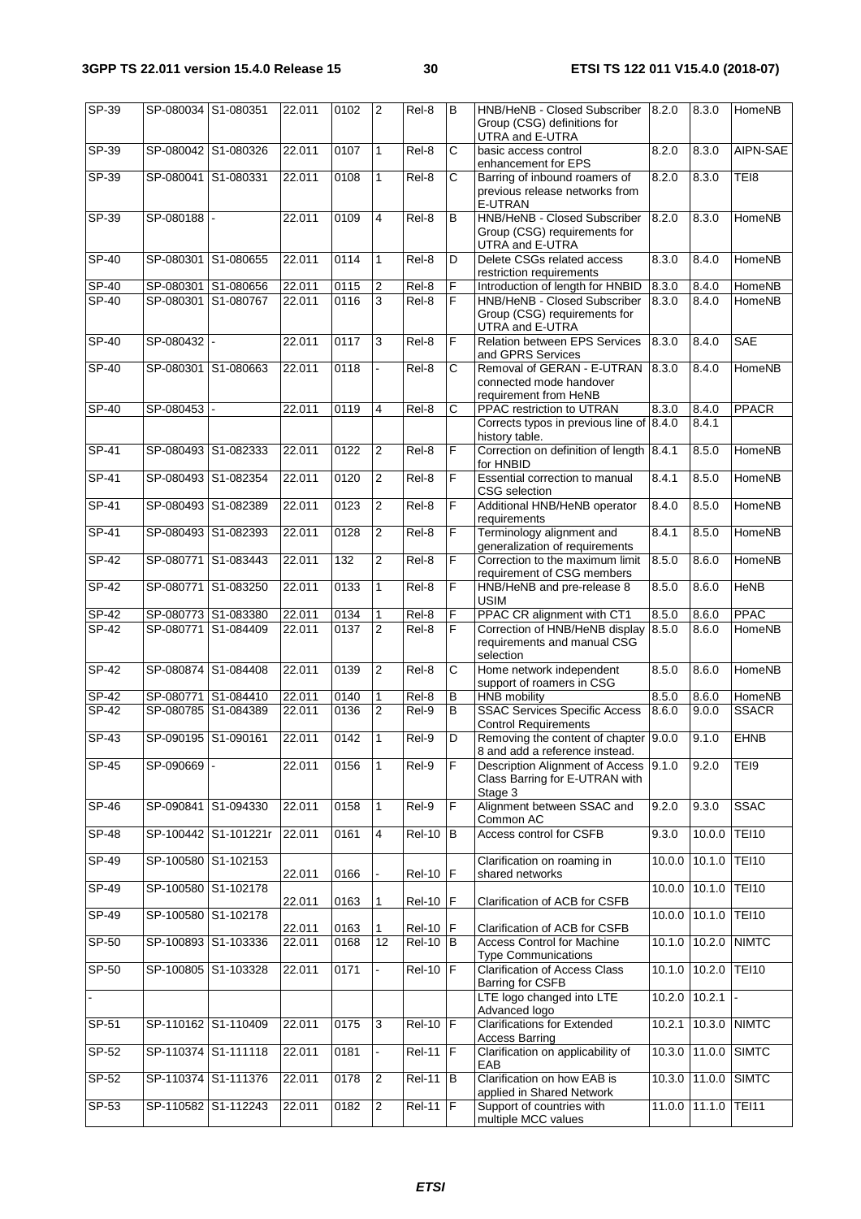| SP-39 | SP-080034 | S1-080351 | 22.011 | 0102 | 2 | Rel-8 | B | HNB/HeNB - Closed Subscriber Group (CSG) definitions for UTRA and E-UTRA | 8.2.0 | 8.3.0 | HomeNB |
|---|---|---|---|---|---|---|---|---|---|---|---|
| SP-39 | SP-080042 | S1-080326 | 22.011 | 0107 | 1 | Rel-8 | C | basic access control enhancement for EPS | 8.2.0 | 8.3.0 | AIPN-SAE |
| SP-39 | SP-080041 | S1-080331 | 22.011 | 0108 | 1 | Rel-8 | C | Barring of inbound roamers of previous release networks from E-UTRAN | 8.2.0 | 8.3.0 | TEI8 |
| SP-39 | SP-080188 | - | 22.011 | 0109 | 4 | Rel-8 | B | HNB/HeNB - Closed Subscriber Group (CSG) requirements for UTRA and E-UTRA | 8.2.0 | 8.3.0 | HomeNB |
| SP-40 | SP-080301 | S1-080655 | 22.011 | 0114 | 1 | Rel-8 | D | Delete CSGs related access restriction requirements | 8.3.0 | 8.4.0 | HomeNB |
| SP-40 | SP-080301 | S1-080656 | 22.011 | 0115 | 2 | Rel-8 | F | Introduction of length for HNBID | 8.3.0 | 8.4.0 | HomeNB |
| SP-40 | SP-080301 | S1-080767 | 22.011 | 0116 | 3 | Rel-8 | F | HNB/HeNB - Closed Subscriber Group (CSG) requirements for UTRA and E-UTRA | 8.3.0 | 8.4.0 | HomeNB |
| SP-40 | SP-080432 | - | 22.011 | 0117 | 3 | Rel-8 | F | Relation between EPS Services and GPRS Services | 8.3.0 | 8.4.0 | SAE |
| SP-40 | SP-080301 | S1-080663 | 22.011 | 0118 | - | Rel-8 | C | Removal of GERAN - E-UTRAN connected mode handover requirement from HeNB | 8.3.0 | 8.4.0 | HomeNB |
| SP-40 | SP-080453 | - | 22.011 | 0119 | 4 | Rel-8 | C | PPAC restriction to UTRAN | 8.3.0 | 8.4.0 | PPACR |
| | | | | | | | | Corrects typos in previous line of history table. | 8.4.0 | 8.4.1 | |
| SP-41 | SP-080493 | S1-082333 | 22.011 | 0122 | 2 | Rel-8 | F | Correction on definition of length for HNBID | 8.4.1 | 8.5.0 | HomeNB |
| SP-41 | SP-080493 | S1-082354 | 22.011 | 0120 | 2 | Rel-8 | F | Essential correction to manual CSG selection | 8.4.1 | 8.5.0 | HomeNB |
| SP-41 | SP-080493 | S1-082389 | 22.011 | 0123 | 2 | Rel-8 | F | Additional HNB/HeNB operator requirements | 8.4.0 | 8.5.0 | HomeNB |
| SP-41 | SP-080493 | S1-082393 | 22.011 | 0128 | 2 | Rel-8 | F | Terminology alignment and generalization of requirements | 8.4.1 | 8.5.0 | HomeNB |
| SP-42 | SP-080771 | S1-083443 | 22.011 | 132 | 2 | Rel-8 | F | Correction to the maximum limit requirement of CSG members | 8.5.0 | 8.6.0 | HomeNB |
| SP-42 | SP-080771 | S1-083250 | 22.011 | 0133 | 1 | Rel-8 | F | HNB/HeNB and pre-release 8 USIM | 8.5.0 | 8.6.0 | HeNB |
| SP-42 | SP-080773 | S1-083380 | 22.011 | 0134 | 1 | Rel-8 | F | PPAC CR alignment with CT1 | 8.5.0 | 8.6.0 | PPAC |
| SP-42 | SP-080771 | S1-084409 | 22.011 | 0137 | 2 | Rel-8 | F | Correction of HNB/HeNB display requirements and manual CSG selection | 8.5.0 | 8.6.0 | HomeNB |
| SP-42 | SP-080874 | S1-084408 | 22.011 | 0139 | 2 | Rel-8 | C | Home network independent support of roamers in CSG | 8.5.0 | 8.6.0 | HomeNB |
| SP-42 | SP-080771 | S1-084410 | 22.011 | 0140 | 1 | Rel-8 | B | HNB mobility | 8.5.0 | 8.6.0 | HomeNB |
| SP-42 | SP-080785 | S1-084389 | 22.011 | 0136 | 2 | Rel-9 | B | SSAC Services Specific Access Control Requirements | 8.6.0 | 9.0.0 | SSACR |
| SP-43 | SP-090195 | S1-090161 | 22.011 | 0142 | 1 | Rel-9 | D | Removing the content of chapter 8 and add a reference instead. | 9.0.0 | 9.1.0 | EHNB |
| SP-45 | SP-090669 | - | 22.011 | 0156 | 1 | Rel-9 | F | Description Alignment of Access Class Barring for E-UTRAN with Stage 3 | 9.1.0 | 9.2.0 | TEI9 |
| SP-46 | SP-090841 | S1-094330 | 22.011 | 0158 | 1 | Rel-9 | F | Alignment between SSAC and Common AC | 9.2.0 | 9.3.0 | SSAC |
| SP-48 | SP-100442 | S1-101221r | 22.011 | 0161 | 4 | Rel-10 | B | Access control for CSFB | 9.3.0 | 10.0.0 | TEI10 |
| SP-49 | SP-100580 | S1-102153 | 22.011 | 0166 | - | Rel-10 | F | Clarification on roaming in shared networks | 10.0.0 | 10.1.0 | TEI10 |
| SP-49 | SP-100580 | S1-102178 | 22.011 | 0163 | 1 | Rel-10 | F | Clarification of ACB for CSFB | 10.0.0 | 10.1.0 | TEI10 |
| SP-49 | SP-100580 | S1-102178 | 22.011 | 0163 | 1 | Rel-10 | F | Clarification of ACB for CSFB | 10.0.0 | 10.1.0 | TEI10 |
| SP-50 | SP-100893 | S1-103336 | 22.011 | 0168 | 12 | Rel-10 | B | Access Control for Machine Type Communications | 10.1.0 | 10.2.0 | NIMTC |
| SP-50 | SP-100805 | S1-103328 | 22.011 | 0171 | - | Rel-10 | F | Clarification of Access Class Barring for CSFB | 10.1.0 | 10.2.0 | TEI10 |
| - | | | | | | | | LTE logo changed into LTE Advanced logo | 10.2.0 | 10.2.1 | - |
| SP-51 | SP-110162 | S1-110409 | 22.011 | 0175 | 3 | Rel-10 | F | Clarifications for Extended Access Barring | 10.2.1 | 10.3.0 | NIMTC |
| SP-52 | SP-110374 | S1-111118 | 22.011 | 0181 | - | Rel-11 | F | Clarification on applicability of EAB | 10.3.0 | 11.0.0 | SIMTC |
| SP-52 | SP-110374 | S1-111376 | 22.011 | 0178 | 2 | Rel-11 | B | Clarification on how EAB is applied in Shared Network | 10.3.0 | 11.0.0 | SIMTC |
| SP-53 | SP-110582 | S1-112243 | 22.011 | 0182 | 2 | Rel-11 | F | Support of countries with multiple MCC values | 11.0.0 | 11.1.0 | TEI11 |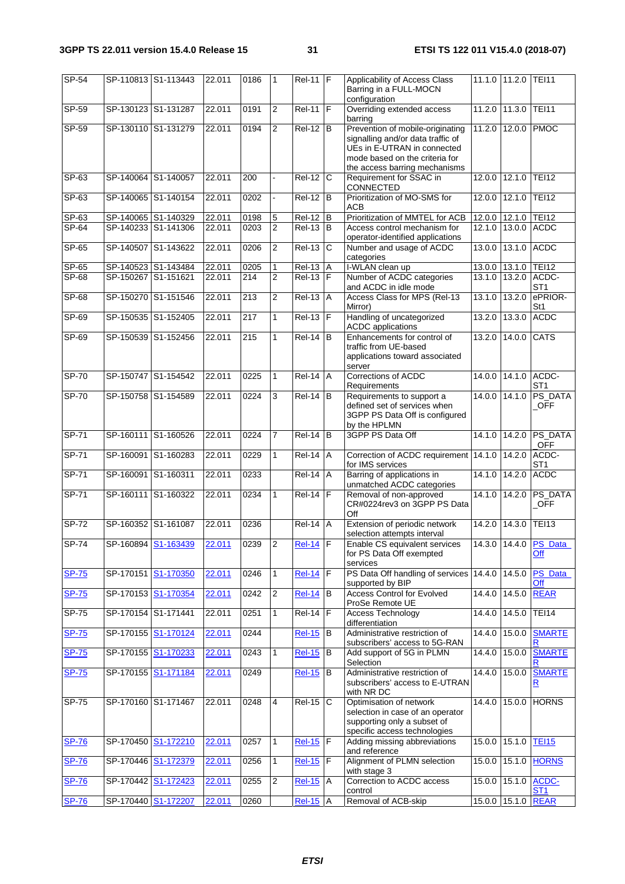| SP-54 | SP-110813 | S1-113443 | 22.011 | 0186 | 1 | Rel-11 | F | Applicability of Access Class Barring in a FULL-MOCN configuration | 11.1.0 | 11.2.0 | TEI11 |
|---|---|---|---|---|---|---|---|---|---|---|---|
| SP-59 | SP-130123 | S1-131287 | 22.011 | 0191 | 2 | Rel-11 | F | Overriding extended access barring | 11.2.0 | 11.3.0 | TEI11 |
| SP-59 | SP-130110 | S1-131279 | 22.011 | 0194 | 2 | Rel-12 | B | Prevention of mobile-originating signalling and/or data traffic of UEs in E-UTRAN in connected mode based on the criteria for the access barring mechanisms | 11.2.0 | 12.0.0 | PMOC |
| SP-63 | SP-140064 | S1-140057 | 22.011 | 200 | - | Rel-12 | C | Requirement for SSAC in CONNECTED | 12.0.0 | 12.1.0 | TEI12 |
| SP-63 | SP-140065 | S1-140154 | 22.011 | 0202 | - | Rel-12 | B | Prioritization of MO-SMS for ACB | 12.0.0 | 12.1.0 | TEI12 |
| SP-63 | SP-140065 | S1-140329 | 22.011 | 0198 | 5 | Rel-12 | B | Prioritization of MMTEL for ACB | 12.0.0 | 12.1.0 | TEI12 |
| SP-64 | SP-140233 | S1-141306 | 22.011 | 0203 | 2 | Rel-13 | B | Access control mechanism for operator-identified applications | 12.1.0 | 13.0.0 | ACDC |
| SP-65 | SP-140507 | S1-143622 | 22.011 | 0206 | 2 | Rel-13 | C | Number and usage of ACDC categories | 13.0.0 | 13.1.0 | ACDC |
| SP-65 | SP-140523 | S1-143484 | 22.011 | 0205 | 1 | Rel-13 | A | I-WLAN clean up | 13.0.0 | 13.1.0 | TEI12 |
| SP-68 | SP-150267 | S1-151621 | 22.011 | 214 | 2 | Rel-13 | F | Number of ACDC categories and ACDC in idle mode | 13.1.0 | 13.2.0 | ACDC-ST1 |
| SP-68 | SP-150270 | S1-151546 | 22.011 | 213 | 2 | Rel-13 | A | Access Class for MPS (Rel-13 Mirror) | 13.1.0 | 13.2.0 | ePRIOR-St1 |
| SP-69 | SP-150535 | S1-152405 | 22.011 | 217 | 1 | Rel-13 | F | Handling of uncategorized ACDC applications | 13.2.0 | 13.3.0 | ACDC |
| SP-69 | SP-150539 | S1-152456 | 22.011 | 215 | 1 | Rel-14 | B | Enhancements for control of traffic from UE-based applications toward associated server | 13.2.0 | 14.0.0 | CATS |
| SP-70 | SP-150747 | S1-154542 | 22.011 | 0225 | 1 | Rel-14 | A | Corrections of ACDC Requirements | 14.0.0 | 14.1.0 | ACDC-ST1 |
| SP-70 | SP-150758 | S1-154589 | 22.011 | 0224 | 3 | Rel-14 | B | Requirements to support a defined set of services when 3GPP PS Data Off is configured by the HPLMN | 14.0.0 | 14.1.0 | PS_DATA_OFF |
| SP-71 | SP-160111 | S1-160526 | 22.011 | 0224 | 7 | Rel-14 | B | 3GPP PS Data Off | 14.1.0 | 14.2.0 | PS_DATA_OFF |
| SP-71 | SP-160091 | S1-160283 | 22.011 | 0229 | 1 | Rel-14 | A | Correction of ACDC requirement for IMS services | 14.1.0 | 14.2.0 | ACDC-ST1 |
| SP-71 | SP-160091 | S1-160311 | 22.011 | 0233 | | Rel-14 | A | Barring of applications in unmatched ACDC categories | 14.1.0 | 14.2.0 | ACDC |
| SP-71 | SP-160111 | S1-160322 | 22.011 | 0234 | 1 | Rel-14 | F | Removal of non-approved CR#0224rev3 on 3GPP PS Data Off | 14.1.0 | 14.2.0 | PS_DATA_OFF |
| SP-72 | SP-160352 | S1-161087 | 22.011 | 0236 | | Rel-14 | A | Extension of periodic network selection attempts interval | 14.2.0 | 14.3.0 | TEI13 |
| SP-74 | SP-160894 | S1-163439 | 22.011 | 0239 | 2 | Rel-14 | F | Enable CS equivalent services for PS Data Off exempted services | 14.3.0 | 14.4.0 | PS_Data_Off |
| SP-75 | SP-170151 | S1-170350 | 22.011 | 0246 | 1 | Rel-14 | F | PS Data Off handling of services supported by BIP | 14.4.0 | 14.5.0 | PS_Data_Off |
| SP-75 | SP-170153 | S1-170354 | 22.011 | 0242 | 2 | Rel-14 | B | Access Control for Evolved ProSe Remote UE | 14.4.0 | 14.5.0 | REAR |
| SP-75 | SP-170154 | S1-171441 | 22.011 | 0251 | 1 | Rel-14 | F | Access Technology differentiation | 14.4.0 | 14.5.0 | TEI14 |
| SP-75 | SP-170155 | S1-170124 | 22.011 | 0244 | | Rel-15 | B | Administrative restriction of subscribers' access to 5G-RAN | 14.4.0 | 15.0.0 | SMARTER |
| SP-75 | SP-170155 | S1-170233 | 22.011 | 0243 | 1 | Rel-15 | B | Add support of 5G in PLMN Selection | 14.4.0 | 15.0.0 | SMARTER |
| SP-75 | SP-170155 | S1-171184 | 22.011 | 0249 | | Rel-15 | B | Administrative restriction of subscribers' access to E-UTRAN with NR DC | 14.4.0 | 15.0.0 | SMARTER |
| SP-75 | SP-170160 | S1-171467 | 22.011 | 0248 | 4 | Rel-15 | C | Optimisation of network selection in case of an operator supporting only a subset of specific access technologies | 14.4.0 | 15.0.0 | HORNS |
| SP-76 | SP-170450 | S1-172210 | 22.011 | 0257 | 1 | Rel-15 | F | Adding missing abbreviations and reference | 15.0.0 | 15.1.0 | TEI15 |
| SP-76 | SP-170446 | S1-172379 | 22.011 | 0256 | 1 | Rel-15 | F | Alignment of PLMN selection with stage 3 | 15.0.0 | 15.1.0 | HORNS |
| SP-76 | SP-170442 | S1-172423 | 22.011 | 0255 | 2 | Rel-15 | A | Correction to ACDC access control | 15.0.0 | 15.1.0 | ACDC-ST1 |
| SP-76 | SP-170440 | S1-172207 | 22.011 | 0260 | | Rel-15 | A | Removal of ACB-skip | 15.0.0 | 15.1.0 | REAR |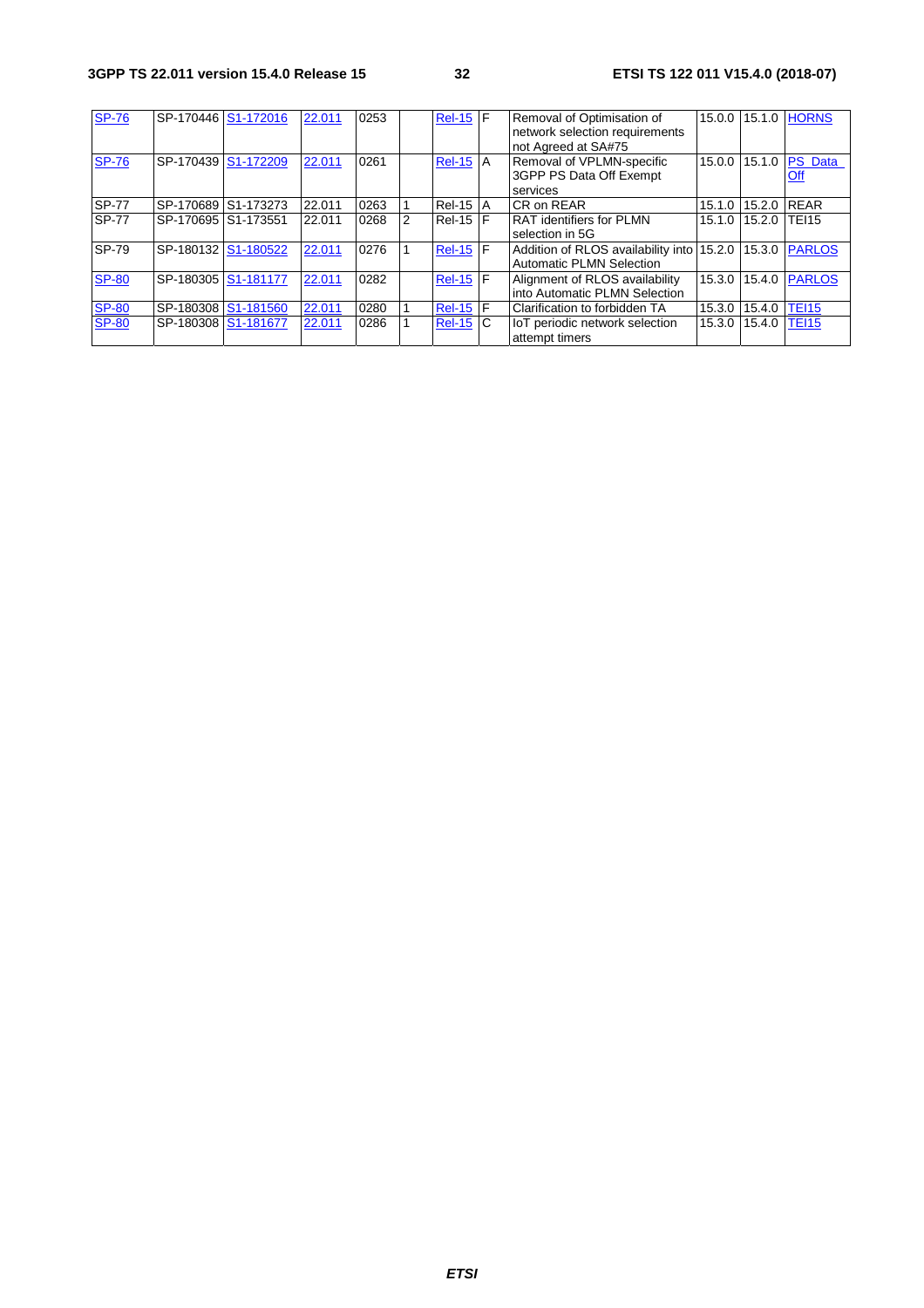| SP-76 | SP-170446 | S1-172016 | 22.011 | 0253 | | Rel-15 | F | Removal of Optimisation of network selection requirements not Agreed at SA#75 | 15.0.0 | 15.1.0 | HORNS |
|---|---|---|---|---|---|---|---|---|---|---|---|
| SP-76 | SP-170439 | S1-172209 | 22.011 | 0261 | | Rel-15 | A | Removal of VPLMN-specific 3GPP PS Data Off Exempt services | 15.0.0 | 15.1.0 | PS_Data_Off |
| SP-77 | SP-170689 | S1-173273 | 22.011 | 0263 | 1 | Rel-15 | A | CR on REAR | 15.1.0 | 15.2.0 | REAR |
| SP-77 | SP-170695 | S1-173551 | 22.011 | 0268 | 2 | Rel-15 | F | RAT identifiers for PLMN selection in 5G | 15.1.0 | 15.2.0 | TEI15 |
| SP-79 | SP-180132 | S1-180522 | 22.011 | 0276 | 1 | Rel-15 | F | Addition of RLOS availability into Automatic PLMN Selection | 15.2.0 | 15.3.0 | PARLOS |
| SP-80 | SP-180305 | S1-181177 | 22.011 | 0282 | | Rel-15 | F | Alignment of RLOS availability into Automatic PLMN Selection | 15.3.0 | 15.4.0 | PARLOS |
| SP-80 | SP-180308 | S1-181560 | 22.011 | 0280 | 1 | Rel-15 | F | Clarification to forbidden TA | 15.3.0 | 15.4.0 | TEI15 |
| SP-80 | SP-180308 | S1-181677 | 22.011 | 0286 | 1 | Rel-15 | C | IoT periodic network selection attempt timers | 15.3.0 | 15.4.0 | TEI15 |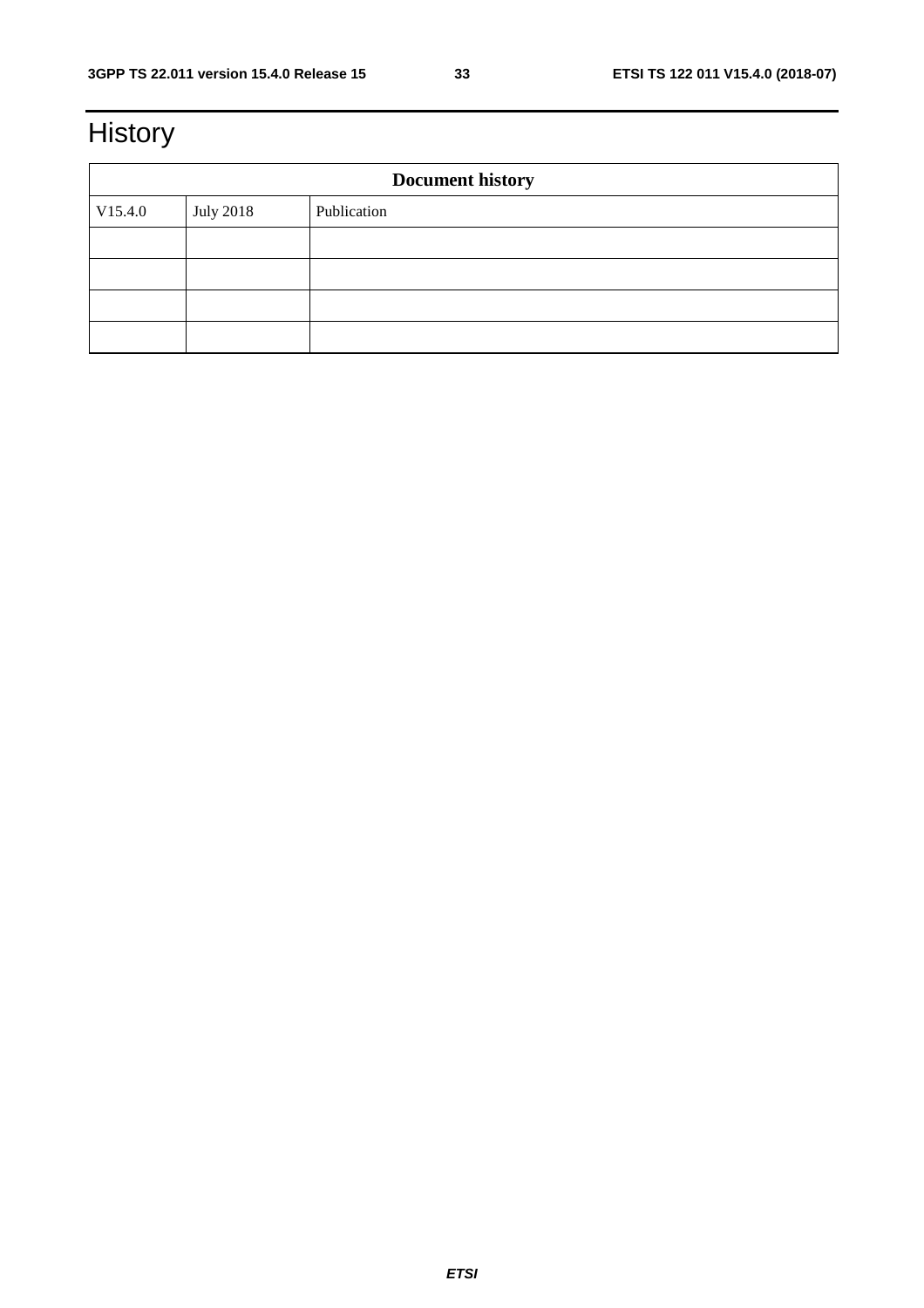# History

| Document history | | |
|---|---|---|
| V15.4.0 | July 2018 | Publication |
| | | |
| | | |
| | | |
| | | |